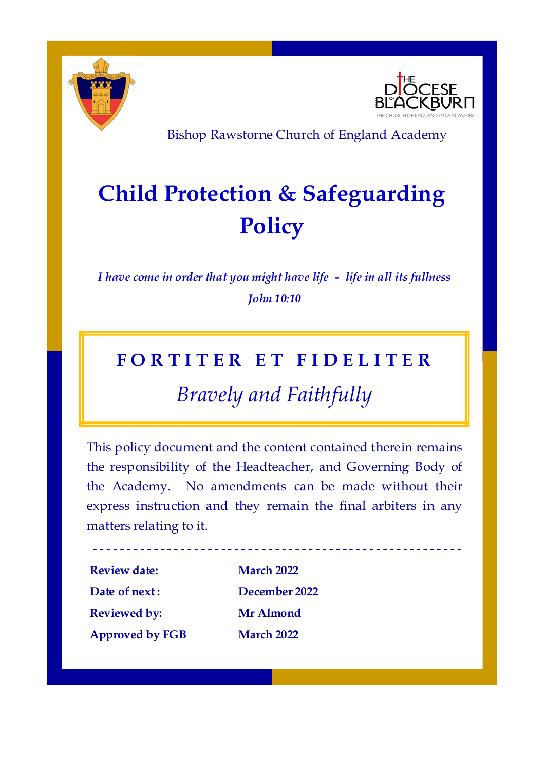THE DIOCESE OF BLACKBURN
THE CHURCH OF ENGLAND IN LANCASHIRE

Bishop Rawstorne Church of England Academy

# Child Protection & Safeguarding Policy

*I have come in order that you might have life - life in all its fullness*

***John 10:10***

**FORTITER ET FIDELITER**

*Bravely and Faithfully*

This policy document and the content contained therein remains the responsibility of the Headteacher, and Governing Body of the Academy. No amendments can be made without their express instruction and they remain the final arbiters in any matters relating to it.

| | |
|---|---|
| **Review date:** | **March 2022** |
| **Date of next :** | **December 2022** |
| **Reviewed by:** | **Mr Almond** |
| **Approved by FGB** | **March 2022** |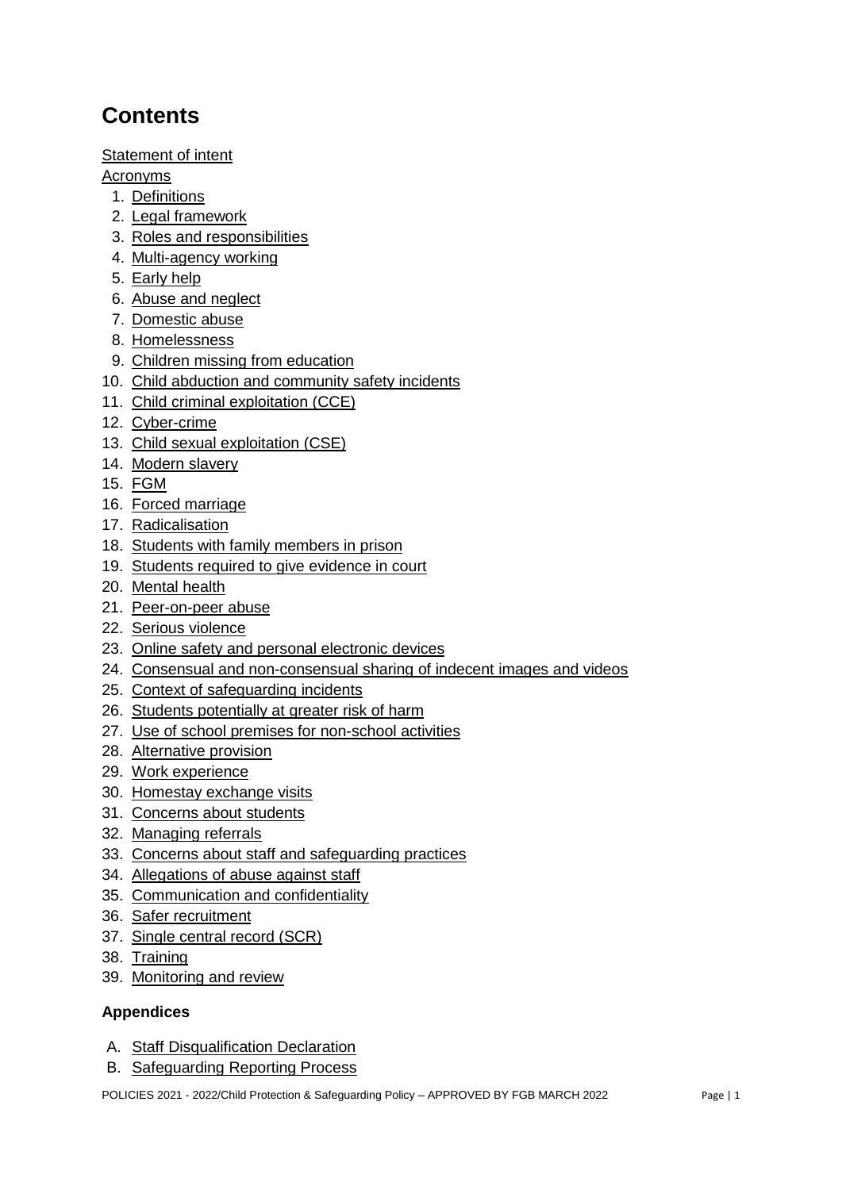# Contents

Statement of intent

Acronyms

1. Definitions
2. Legal framework
3. Roles and responsibilities
4. Multi-agency working
5. Early help
6. Abuse and neglect
7. Domestic abuse
8. Homelessness
9. Children missing from education
10. Child abduction and community safety incidents
11. Child criminal exploitation (CCE)
12. Cyber-crime
13. Child sexual exploitation (CSE)
14. Modern slavery
15. FGM
16. Forced marriage
17. Radicalisation
18. Students with family members in prison
19. Students required to give evidence in court
20. Mental health
21. Peer-on-peer abuse
22. Serious violence
23. Online safety and personal electronic devices
24. Consensual and non-consensual sharing of indecent images and videos
25. Context of safeguarding incidents
26. Students potentially at greater risk of harm
27. Use of school premises for non-school activities
28. Alternative provision
29. Work experience
30. Homestay exchange visits
31. Concerns about students
32. Managing referrals
33. Concerns about staff and safeguarding practices
34. Allegations of abuse against staff
35. Communication and confidentiality
36. Safer recruitment
37. Single central record (SCR)
38. Training
39. Monitoring and review

### Appendices

A. Staff Disqualification Declaration
B. Safeguarding Reporting Process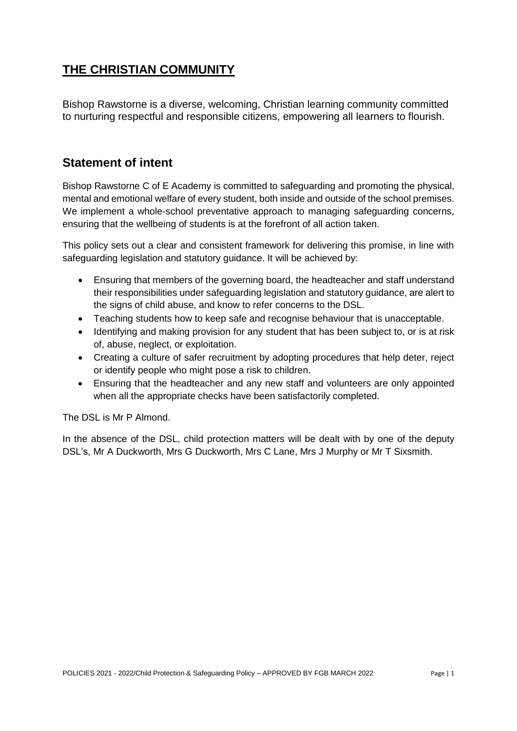# THE CHRISTIAN COMMUNITY

Bishop Rawstorne is a diverse, welcoming, Christian learning community committed to nurturing respectful and responsible citizens, empowering all learners to flourish.

## Statement of intent

Bishop Rawstorne C of E Academy is committed to safeguarding and promoting the physical, mental and emotional welfare of every student, both inside and outside of the school premises. We implement a whole-school preventative approach to managing safeguarding concerns, ensuring that the wellbeing of students is at the forefront of all action taken.

This policy sets out a clear and consistent framework for delivering this promise, in line with safeguarding legislation and statutory guidance. It will be achieved by:

- Ensuring that members of the governing board, the headteacher and staff understand their responsibilities under safeguarding legislation and statutory guidance, are alert to the signs of child abuse, and know to refer concerns to the DSL.
- Teaching students how to keep safe and recognise behaviour that is unacceptable.
- Identifying and making provision for any student that has been subject to, or is at risk of, abuse, neglect, or exploitation.
- Creating a culture of safer recruitment by adopting procedures that help deter, reject or identify people who might pose a risk to children.
- Ensuring that the headteacher and any new staff and volunteers are only appointed when all the appropriate checks have been satisfactorily completed.

The DSL is Mr P Almond.

In the absence of the DSL, child protection matters will be dealt with by one of the deputy DSL's, Mr A Duckworth, Mrs G Duckworth, Mrs C Lane, Mrs J Murphy or Mr T Sixsmith.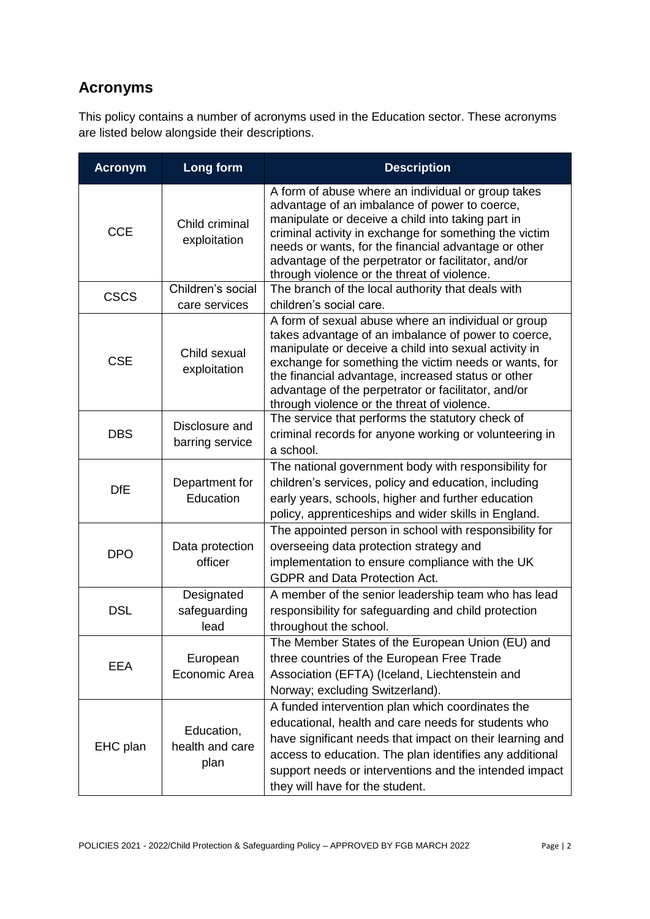## Acronyms

This policy contains a number of acronyms used in the Education sector. These acronyms are listed below alongside their descriptions.

| Acronym | Long form | Description |
|---|---|---|
| CCE | Child criminal exploitation | A form of abuse where an individual or group takes advantage of an imbalance of power to coerce, manipulate or deceive a child into taking part in criminal activity in exchange for something the victim needs or wants, for the financial advantage or other advantage of the perpetrator or facilitator, and/or through violence or the threat of violence. |
| CSCS | Children's social care services | The branch of the local authority that deals with children's social care. |
| CSE | Child sexual exploitation | A form of sexual abuse where an individual or group takes advantage of an imbalance of power to coerce, manipulate or deceive a child into sexual activity in exchange for something the victim needs or wants, for the financial advantage, increased status or other advantage of the perpetrator or facilitator, and/or through violence or the threat of violence. |
| DBS | Disclosure and barring service | The service that performs the statutory check of criminal records for anyone working or volunteering in a school. |
| DfE | Department for Education | The national government body with responsibility for children's services, policy and education, including early years, schools, higher and further education policy, apprenticeships and wider skills in England. |
| DPO | Data protection officer | The appointed person in school with responsibility for overseeing data protection strategy and implementation to ensure compliance with the UK GDPR and Data Protection Act. |
| DSL | Designated safeguarding lead | A member of the senior leadership team who has lead responsibility for safeguarding and child protection throughout the school. |
| EEA | European Economic Area | The Member States of the European Union (EU) and three countries of the European Free Trade Association (EFTA) (Iceland, Liechtenstein and Norway; excluding Switzerland). |
| EHC plan | Education, health and care plan | A funded intervention plan which coordinates the educational, health and care needs for students who have significant needs that impact on their learning and access to education. The plan identifies any additional support needs or interventions and the intended impact they will have for the student. |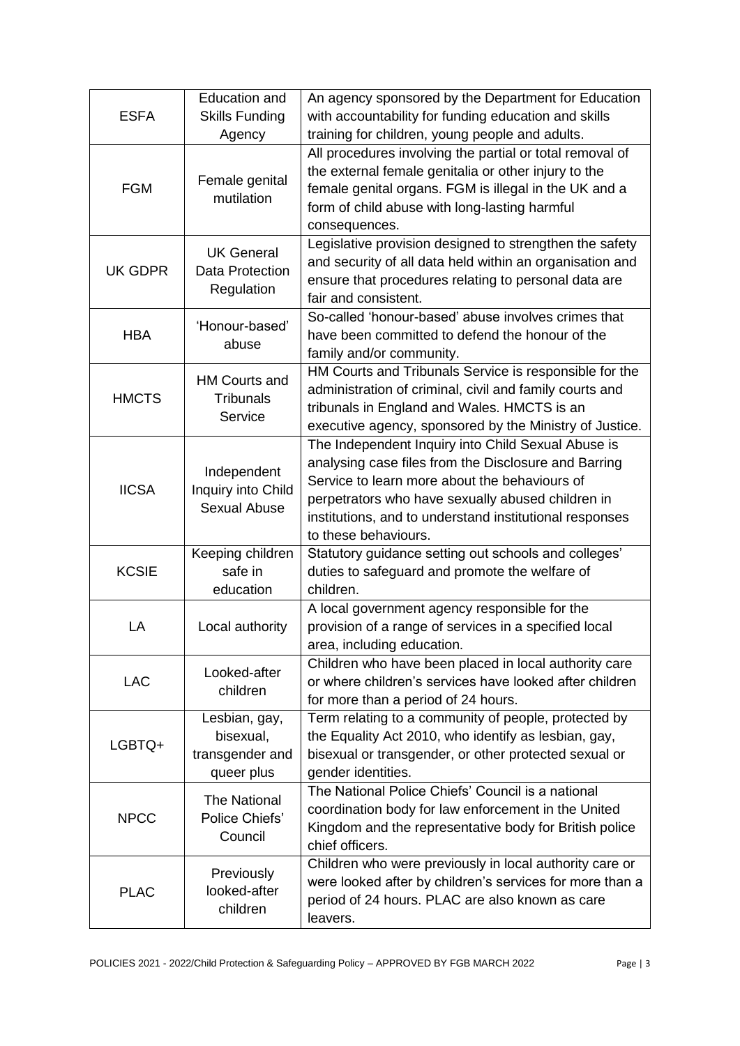| | | |
|---|---|---|
| ESFA | Education and Skills Funding Agency | An agency sponsored by the Department for Education with accountability for funding education and skills training for children, young people and adults. |
| FGM | Female genital mutilation | All procedures involving the partial or total removal of the external female genitalia or other injury to the female genital organs. FGM is illegal in the UK and a form of child abuse with long-lasting harmful consequences. |
| UK GDPR | UK General Data Protection Regulation | Legislative provision designed to strengthen the safety and security of all data held within an organisation and ensure that procedures relating to personal data are fair and consistent. |
| HBA | 'Honour-based' abuse | So-called 'honour-based' abuse involves crimes that have been committed to defend the honour of the family and/or community. |
| HMCTS | HM Courts and Tribunals Service | HM Courts and Tribunals Service is responsible for the administration of criminal, civil and family courts and tribunals in England and Wales. HMCTS is an executive agency, sponsored by the Ministry of Justice. |
| IICSA | Independent Inquiry into Child Sexual Abuse | The Independent Inquiry into Child Sexual Abuse is analysing case files from the Disclosure and Barring Service to learn more about the behaviours of perpetrators who have sexually abused children in institutions, and to understand institutional responses to these behaviours. |
| KCSIE | Keeping children safe in education | Statutory guidance setting out schools and colleges' duties to safeguard and promote the welfare of children. |
| LA | Local authority | A local government agency responsible for the provision of a range of services in a specified local area, including education. |
| LAC | Looked-after children | Children who have been placed in local authority care or where children's services have looked after children for more than a period of 24 hours. |
| LGBTQ+ | Lesbian, gay, bisexual, transgender and queer plus | Term relating to a community of people, protected by the Equality Act 2010, who identify as lesbian, gay, bisexual or transgender, or other protected sexual or gender identities. |
| NPCC | The National Police Chiefs' Council | The National Police Chiefs' Council is a national coordination body for law enforcement in the United Kingdom and the representative body for British police chief officers. |
| PLAC | Previously looked-after children | Children who were previously in local authority care or were looked after by children's services for more than a period of 24 hours. PLAC are also known as care leavers. |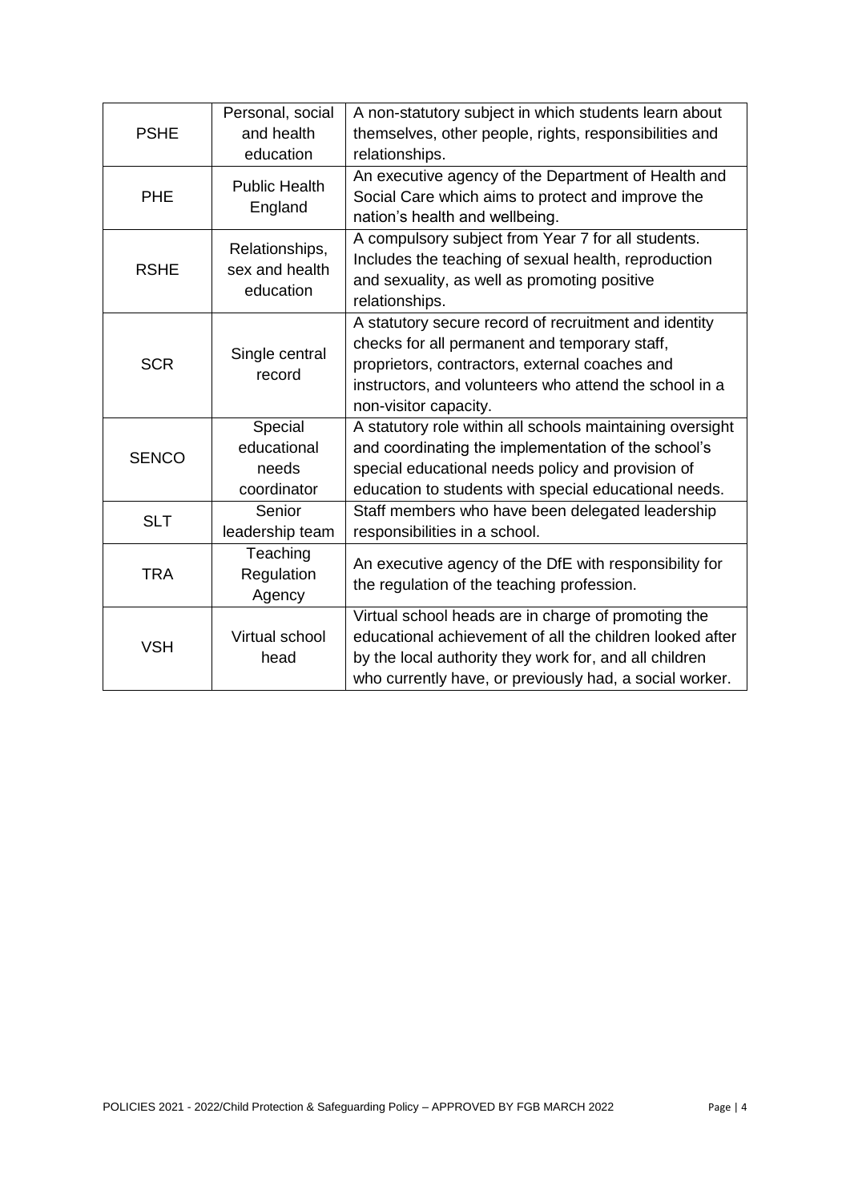| | | |
|---|---|---|
| PSHE | Personal, social and health education | A non-statutory subject in which students learn about themselves, other people, rights, responsibilities and relationships. |
| PHE | Public Health England | An executive agency of the Department of Health and Social Care which aims to protect and improve the nation's health and wellbeing. |
| RSHE | Relationships, sex and health education | A compulsory subject from Year 7 for all students. Includes the teaching of sexual health, reproduction and sexuality, as well as promoting positive relationships. |
| SCR | Single central record | A statutory secure record of recruitment and identity checks for all permanent and temporary staff, proprietors, contractors, external coaches and instructors, and volunteers who attend the school in a non-visitor capacity. |
| SENCO | Special educational needs coordinator | A statutory role within all schools maintaining oversight and coordinating the implementation of the school's special educational needs policy and provision of education to students with special educational needs. |
| SLT | Senior leadership team | Staff members who have been delegated leadership responsibilities in a school. |
| TRA | Teaching Regulation Agency | An executive agency of the DfE with responsibility for the regulation of the teaching profession. |
| VSH | Virtual school head | Virtual school heads are in charge of promoting the educational achievement of all the children looked after by the local authority they work for, and all children who currently have, or previously had, a social worker. |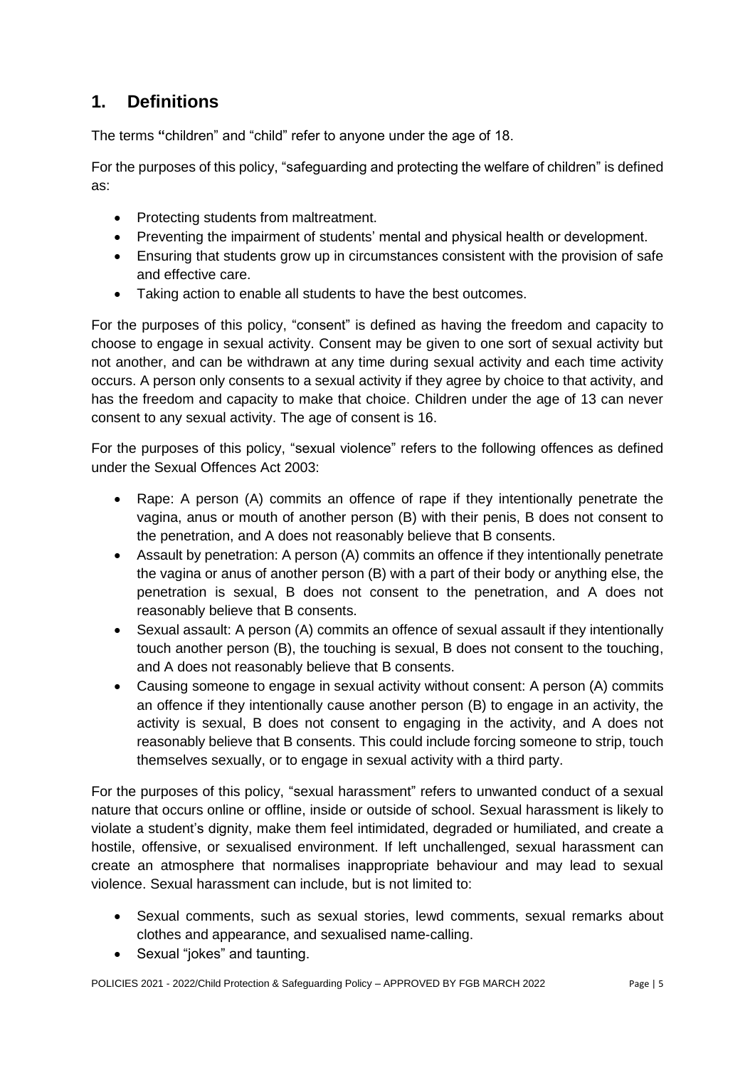## 1. Definitions

The terms "children" and "child" refer to anyone under the age of 18.

For the purposes of this policy, "safeguarding and protecting the welfare of children" is defined as:

- Protecting students from maltreatment.
- Preventing the impairment of students' mental and physical health or development.
- Ensuring that students grow up in circumstances consistent with the provision of safe and effective care.
- Taking action to enable all students to have the best outcomes.

For the purposes of this policy, "consent" is defined as having the freedom and capacity to choose to engage in sexual activity. Consent may be given to one sort of sexual activity but not another, and can be withdrawn at any time during sexual activity and each time activity occurs. A person only consents to a sexual activity if they agree by choice to that activity, and has the freedom and capacity to make that choice. Children under the age of 13 can never consent to any sexual activity. The age of consent is 16.

For the purposes of this policy, "sexual violence" refers to the following offences as defined under the Sexual Offences Act 2003:

- Rape: A person (A) commits an offence of rape if they intentionally penetrate the vagina, anus or mouth of another person (B) with their penis, B does not consent to the penetration, and A does not reasonably believe that B consents.
- Assault by penetration: A person (A) commits an offence if they intentionally penetrate the vagina or anus of another person (B) with a part of their body or anything else, the penetration is sexual, B does not consent to the penetration, and A does not reasonably believe that B consents.
- Sexual assault: A person (A) commits an offence of sexual assault if they intentionally touch another person (B), the touching is sexual, B does not consent to the touching, and A does not reasonably believe that B consents.
- Causing someone to engage in sexual activity without consent: A person (A) commits an offence if they intentionally cause another person (B) to engage in an activity, the activity is sexual, B does not consent to engaging in the activity, and A does not reasonably believe that B consents. This could include forcing someone to strip, touch themselves sexually, or to engage in sexual activity with a third party.

For the purposes of this policy, "sexual harassment" refers to unwanted conduct of a sexual nature that occurs online or offline, inside or outside of school. Sexual harassment is likely to violate a student's dignity, make them feel intimidated, degraded or humiliated, and create a hostile, offensive, or sexualised environment. If left unchallenged, sexual harassment can create an atmosphere that normalises inappropriate behaviour and may lead to sexual violence. Sexual harassment can include, but is not limited to:

- Sexual comments, such as sexual stories, lewd comments, sexual remarks about clothes and appearance, and sexualised name-calling.
- Sexual "jokes" and taunting.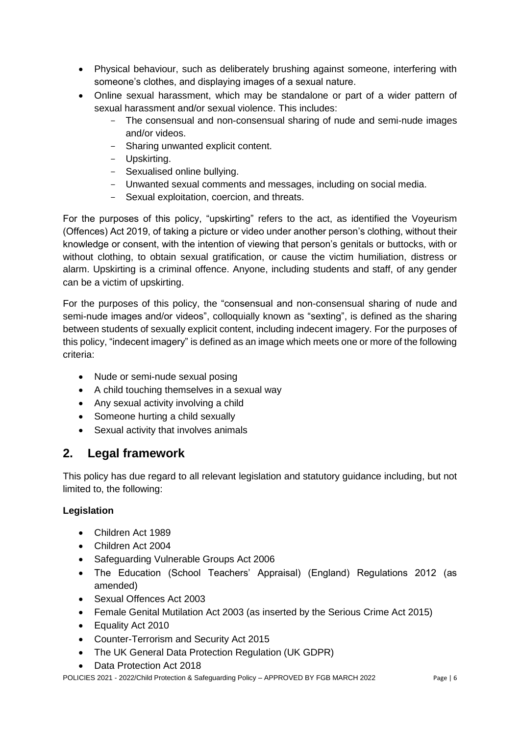- Physical behaviour, such as deliberately brushing against someone, interfering with someone's clothes, and displaying images of a sexual nature.
- Online sexual harassment, which may be standalone or part of a wider pattern of sexual harassment and/or sexual violence. This includes:
  - The consensual and non-consensual sharing of nude and semi-nude images and/or videos.
  - Sharing unwanted explicit content.
  - Upskirting.
  - Sexualised online bullying.
  - Unwanted sexual comments and messages, including on social media.
  - Sexual exploitation, coercion, and threats.

For the purposes of this policy, "upskirting" refers to the act, as identified the Voyeurism (Offences) Act 2019, of taking a picture or video under another person's clothing, without their knowledge or consent, with the intention of viewing that person's genitals or buttocks, with or without clothing, to obtain sexual gratification, or cause the victim humiliation, distress or alarm. Upskirting is a criminal offence. Anyone, including students and staff, of any gender can be a victim of upskirting.

For the purposes of this policy, the "consensual and non-consensual sharing of nude and semi-nude images and/or videos", colloquially known as "sexting", is defined as the sharing between students of sexually explicit content, including indecent imagery. For the purposes of this policy, "indecent imagery" is defined as an image which meets one or more of the following criteria:

- Nude or semi-nude sexual posing
- A child touching themselves in a sexual way
- Any sexual activity involving a child
- Someone hurting a child sexually
- Sexual activity that involves animals

## 2. Legal framework

This policy has due regard to all relevant legislation and statutory guidance including, but not limited to, the following:

**Legislation**

- Children Act 1989
- Children Act 2004
- Safeguarding Vulnerable Groups Act 2006
- The Education (School Teachers' Appraisal) (England) Regulations 2012 (as amended)
- Sexual Offences Act 2003
- Female Genital Mutilation Act 2003 (as inserted by the Serious Crime Act 2015)
- Equality Act 2010
- Counter-Terrorism and Security Act 2015
- The UK General Data Protection Regulation (UK GDPR)
- Data Protection Act 2018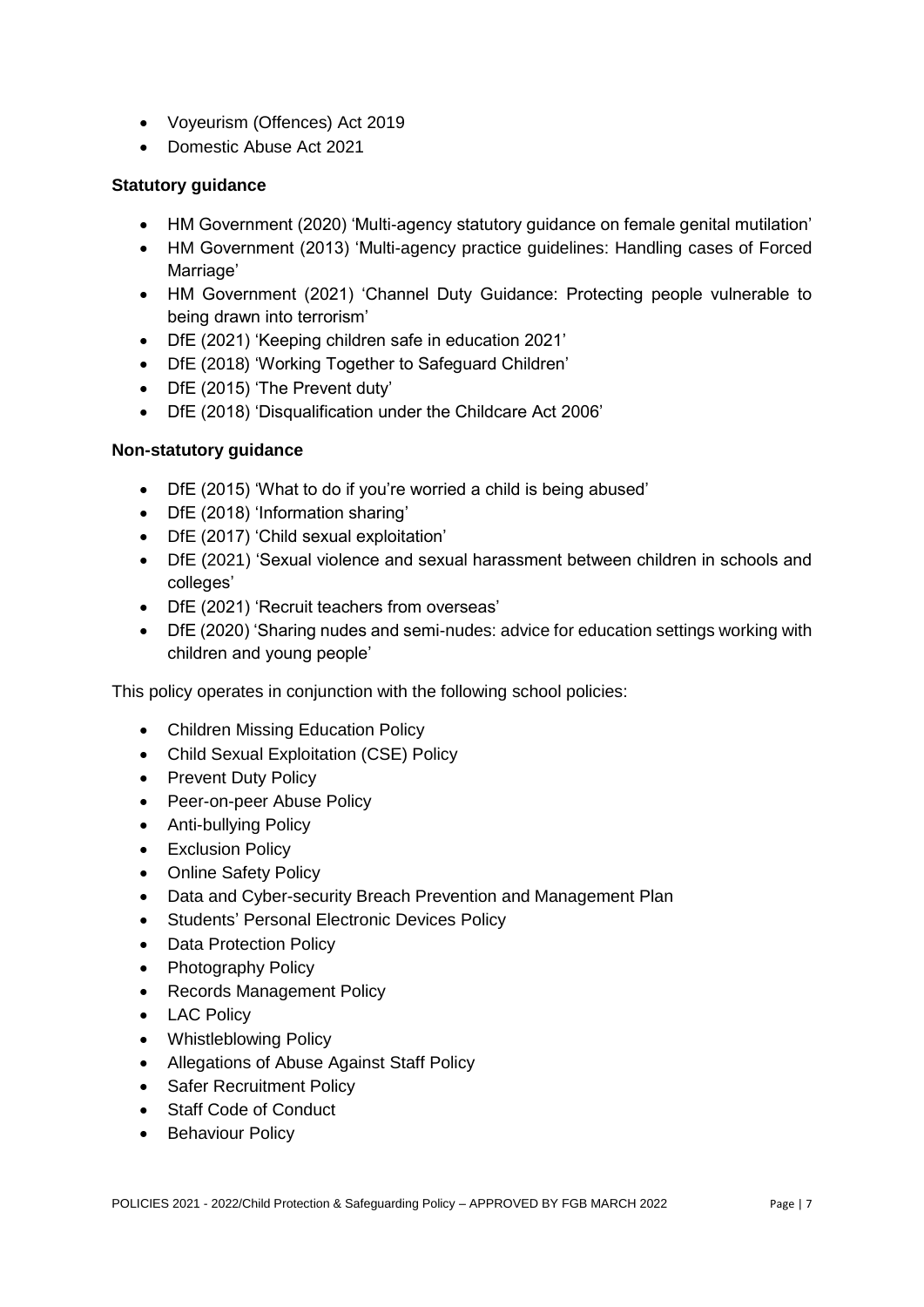- Voyeurism (Offences) Act 2019
- Domestic Abuse Act 2021

**Statutory guidance**

- HM Government (2020) 'Multi-agency statutory guidance on female genital mutilation'
- HM Government (2013) 'Multi-agency practice guidelines: Handling cases of Forced Marriage'
- HM Government (2021) 'Channel Duty Guidance: Protecting people vulnerable to being drawn into terrorism'
- DfE (2021) 'Keeping children safe in education 2021'
- DfE (2018) 'Working Together to Safeguard Children'
- DfE (2015) 'The Prevent duty'
- DfE (2018) 'Disqualification under the Childcare Act 2006'

**Non-statutory guidance**

- DfE (2015) 'What to do if you're worried a child is being abused'
- DfE (2018) 'Information sharing'
- DfE (2017) 'Child sexual exploitation'
- DfE (2021) 'Sexual violence and sexual harassment between children in schools and colleges'
- DfE (2021) 'Recruit teachers from overseas'
- DfE (2020) 'Sharing nudes and semi-nudes: advice for education settings working with children and young people'

This policy operates in conjunction with the following school policies:

- Children Missing Education Policy
- Child Sexual Exploitation (CSE) Policy
- Prevent Duty Policy
- Peer-on-peer Abuse Policy
- Anti-bullying Policy
- Exclusion Policy
- Online Safety Policy
- Data and Cyber-security Breach Prevention and Management Plan
- Students' Personal Electronic Devices Policy
- Data Protection Policy
- Photography Policy
- Records Management Policy
- LAC Policy
- Whistleblowing Policy
- Allegations of Abuse Against Staff Policy
- Safer Recruitment Policy
- Staff Code of Conduct
- Behaviour Policy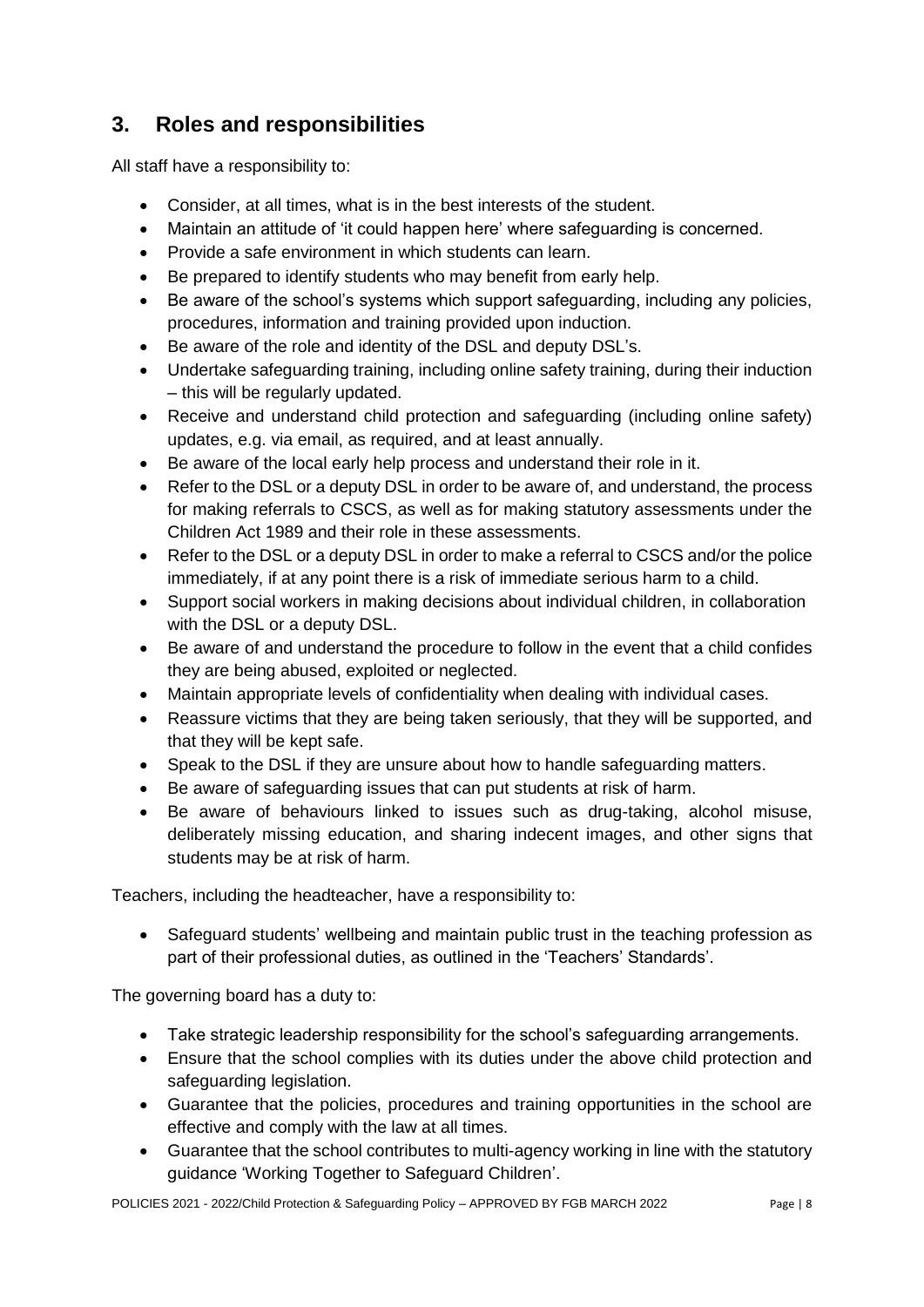## 3. Roles and responsibilities

All staff have a responsibility to:

- Consider, at all times, what is in the best interests of the student.
- Maintain an attitude of 'it could happen here' where safeguarding is concerned.
- Provide a safe environment in which students can learn.
- Be prepared to identify students who may benefit from early help.
- Be aware of the school's systems which support safeguarding, including any policies, procedures, information and training provided upon induction.
- Be aware of the role and identity of the DSL and deputy DSL's.
- Undertake safeguarding training, including online safety training, during their induction – this will be regularly updated.
- Receive and understand child protection and safeguarding (including online safety) updates, e.g. via email, as required, and at least annually.
- Be aware of the local early help process and understand their role in it.
- Refer to the DSL or a deputy DSL in order to be aware of, and understand, the process for making referrals to CSCS, as well as for making statutory assessments under the Children Act 1989 and their role in these assessments.
- Refer to the DSL or a deputy DSL in order to make a referral to CSCS and/or the police immediately, if at any point there is a risk of immediate serious harm to a child.
- Support social workers in making decisions about individual children, in collaboration with the DSL or a deputy DSL.
- Be aware of and understand the procedure to follow in the event that a child confides they are being abused, exploited or neglected.
- Maintain appropriate levels of confidentiality when dealing with individual cases.
- Reassure victims that they are being taken seriously, that they will be supported, and that they will be kept safe.
- Speak to the DSL if they are unsure about how to handle safeguarding matters.
- Be aware of safeguarding issues that can put students at risk of harm.
- Be aware of behaviours linked to issues such as drug-taking, alcohol misuse, deliberately missing education, and sharing indecent images, and other signs that students may be at risk of harm.

Teachers, including the headteacher, have a responsibility to:

- Safeguard students' wellbeing and maintain public trust in the teaching profession as part of their professional duties, as outlined in the 'Teachers' Standards'.

The governing board has a duty to:

- Take strategic leadership responsibility for the school's safeguarding arrangements.
- Ensure that the school complies with its duties under the above child protection and safeguarding legislation.
- Guarantee that the policies, procedures and training opportunities in the school are effective and comply with the law at all times.
- Guarantee that the school contributes to multi-agency working in line with the statutory guidance 'Working Together to Safeguard Children'.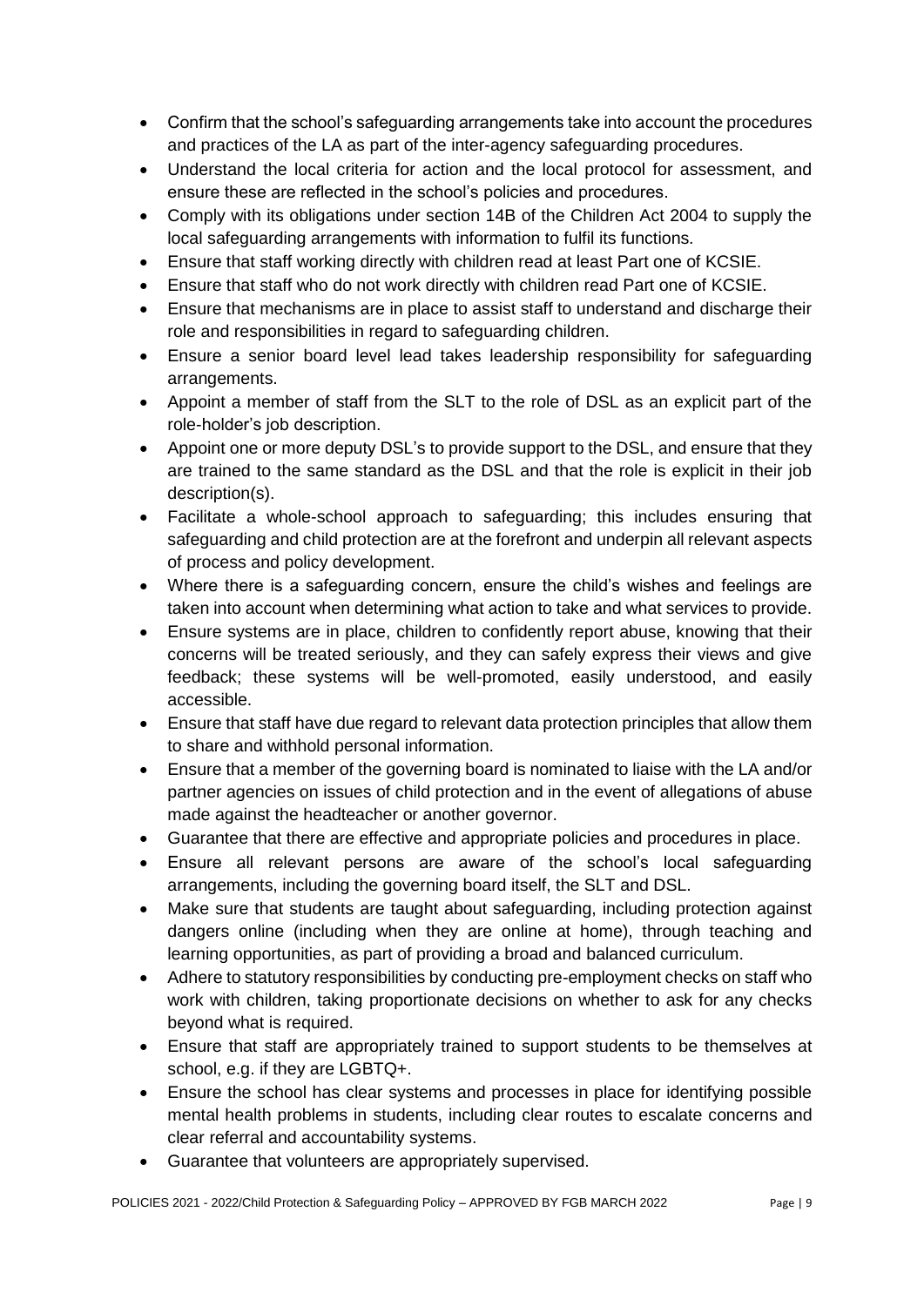- Confirm that the school's safeguarding arrangements take into account the procedures and practices of the LA as part of the inter-agency safeguarding procedures.
- Understand the local criteria for action and the local protocol for assessment, and ensure these are reflected in the school's policies and procedures.
- Comply with its obligations under section 14B of the Children Act 2004 to supply the local safeguarding arrangements with information to fulfil its functions.
- Ensure that staff working directly with children read at least Part one of KCSIE.
- Ensure that staff who do not work directly with children read Part one of KCSIE.
- Ensure that mechanisms are in place to assist staff to understand and discharge their role and responsibilities in regard to safeguarding children.
- Ensure a senior board level lead takes leadership responsibility for safeguarding arrangements.
- Appoint a member of staff from the SLT to the role of DSL as an explicit part of the role-holder's job description.
- Appoint one or more deputy DSL's to provide support to the DSL, and ensure that they are trained to the same standard as the DSL and that the role is explicit in their job description(s).
- Facilitate a whole-school approach to safeguarding; this includes ensuring that safeguarding and child protection are at the forefront and underpin all relevant aspects of process and policy development.
- Where there is a safeguarding concern, ensure the child's wishes and feelings are taken into account when determining what action to take and what services to provide.
- Ensure systems are in place, children to confidently report abuse, knowing that their concerns will be treated seriously, and they can safely express their views and give feedback; these systems will be well-promoted, easily understood, and easily accessible.
- Ensure that staff have due regard to relevant data protection principles that allow them to share and withhold personal information.
- Ensure that a member of the governing board is nominated to liaise with the LA and/or partner agencies on issues of child protection and in the event of allegations of abuse made against the headteacher or another governor.
- Guarantee that there are effective and appropriate policies and procedures in place.
- Ensure all relevant persons are aware of the school's local safeguarding arrangements, including the governing board itself, the SLT and DSL.
- Make sure that students are taught about safeguarding, including protection against dangers online (including when they are online at home), through teaching and learning opportunities, as part of providing a broad and balanced curriculum.
- Adhere to statutory responsibilities by conducting pre-employment checks on staff who work with children, taking proportionate decisions on whether to ask for any checks beyond what is required.
- Ensure that staff are appropriately trained to support students to be themselves at school, e.g. if they are LGBTQ+.
- Ensure the school has clear systems and processes in place for identifying possible mental health problems in students, including clear routes to escalate concerns and clear referral and accountability systems.
- Guarantee that volunteers are appropriately supervised.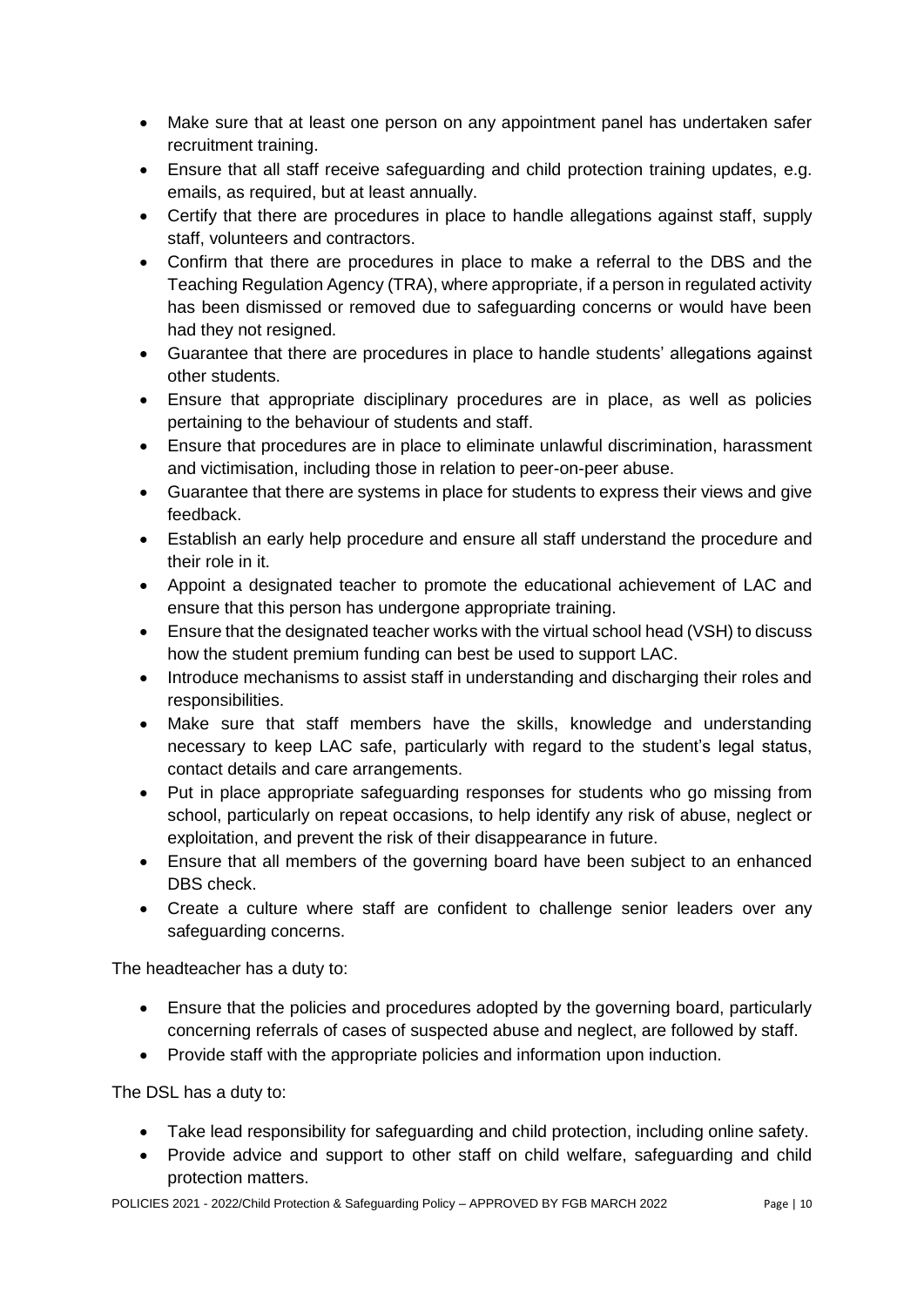- Make sure that at least one person on any appointment panel has undertaken safer recruitment training.
- Ensure that all staff receive safeguarding and child protection training updates, e.g. emails, as required, but at least annually.
- Certify that there are procedures in place to handle allegations against staff, supply staff, volunteers and contractors.
- Confirm that there are procedures in place to make a referral to the DBS and the Teaching Regulation Agency (TRA), where appropriate, if a person in regulated activity has been dismissed or removed due to safeguarding concerns or would have been had they not resigned.
- Guarantee that there are procedures in place to handle students' allegations against other students.
- Ensure that appropriate disciplinary procedures are in place, as well as policies pertaining to the behaviour of students and staff.
- Ensure that procedures are in place to eliminate unlawful discrimination, harassment and victimisation, including those in relation to peer-on-peer abuse.
- Guarantee that there are systems in place for students to express their views and give feedback.
- Establish an early help procedure and ensure all staff understand the procedure and their role in it.
- Appoint a designated teacher to promote the educational achievement of LAC and ensure that this person has undergone appropriate training.
- Ensure that the designated teacher works with the virtual school head (VSH) to discuss how the student premium funding can best be used to support LAC.
- Introduce mechanisms to assist staff in understanding and discharging their roles and responsibilities.
- Make sure that staff members have the skills, knowledge and understanding necessary to keep LAC safe, particularly with regard to the student's legal status, contact details and care arrangements.
- Put in place appropriate safeguarding responses for students who go missing from school, particularly on repeat occasions, to help identify any risk of abuse, neglect or exploitation, and prevent the risk of their disappearance in future.
- Ensure that all members of the governing board have been subject to an enhanced DBS check.
- Create a culture where staff are confident to challenge senior leaders over any safeguarding concerns.

The headteacher has a duty to:

- Ensure that the policies and procedures adopted by the governing board, particularly concerning referrals of cases of suspected abuse and neglect, are followed by staff.
- Provide staff with the appropriate policies and information upon induction.

The DSL has a duty to:

- Take lead responsibility for safeguarding and child protection, including online safety.
- Provide advice and support to other staff on child welfare, safeguarding and child protection matters.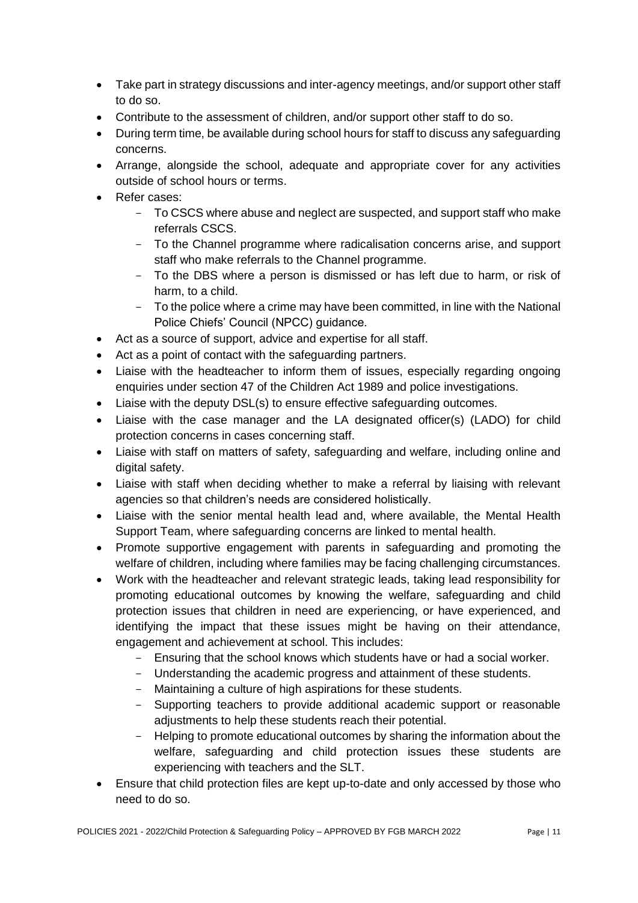- Take part in strategy discussions and inter-agency meetings, and/or support other staff to do so.
- Contribute to the assessment of children, and/or support other staff to do so.
- During term time, be available during school hours for staff to discuss any safeguarding concerns.
- Arrange, alongside the school, adequate and appropriate cover for any activities outside of school hours or terms.
- Refer cases:
  - To CSCS where abuse and neglect are suspected, and support staff who make referrals CSCS.
  - To the Channel programme where radicalisation concerns arise, and support staff who make referrals to the Channel programme.
  - To the DBS where a person is dismissed or has left due to harm, or risk of harm, to a child.
  - To the police where a crime may have been committed, in line with the National Police Chiefs' Council (NPCC) guidance.
- Act as a source of support, advice and expertise for all staff.
- Act as a point of contact with the safeguarding partners.
- Liaise with the headteacher to inform them of issues, especially regarding ongoing enquiries under section 47 of the Children Act 1989 and police investigations.
- Liaise with the deputy DSL(s) to ensure effective safeguarding outcomes.
- Liaise with the case manager and the LA designated officer(s) (LADO) for child protection concerns in cases concerning staff.
- Liaise with staff on matters of safety, safeguarding and welfare, including online and digital safety.
- Liaise with staff when deciding whether to make a referral by liaising with relevant agencies so that children's needs are considered holistically.
- Liaise with the senior mental health lead and, where available, the Mental Health Support Team, where safeguarding concerns are linked to mental health.
- Promote supportive engagement with parents in safeguarding and promoting the welfare of children, including where families may be facing challenging circumstances.
- Work with the headteacher and relevant strategic leads, taking lead responsibility for promoting educational outcomes by knowing the welfare, safeguarding and child protection issues that children in need are experiencing, or have experienced, and identifying the impact that these issues might be having on their attendance, engagement and achievement at school. This includes:
  - Ensuring that the school knows which students have or had a social worker.
  - Understanding the academic progress and attainment of these students.
  - Maintaining a culture of high aspirations for these students.
  - Supporting teachers to provide additional academic support or reasonable adjustments to help these students reach their potential.
  - Helping to promote educational outcomes by sharing the information about the welfare, safeguarding and child protection issues these students are experiencing with teachers and the SLT.
- Ensure that child protection files are kept up-to-date and only accessed by those who need to do so.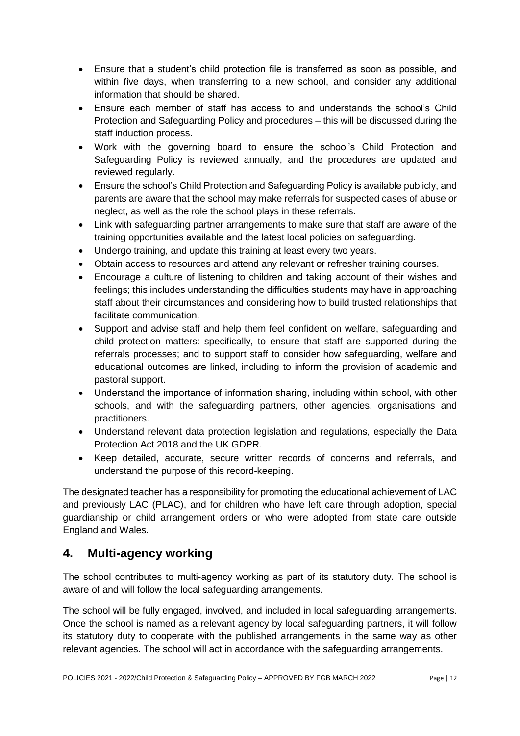- Ensure that a student's child protection file is transferred as soon as possible, and within five days, when transferring to a new school, and consider any additional information that should be shared.
- Ensure each member of staff has access to and understands the school's Child Protection and Safeguarding Policy and procedures – this will be discussed during the staff induction process.
- Work with the governing board to ensure the school's Child Protection and Safeguarding Policy is reviewed annually, and the procedures are updated and reviewed regularly.
- Ensure the school's Child Protection and Safeguarding Policy is available publicly, and parents are aware that the school may make referrals for suspected cases of abuse or neglect, as well as the role the school plays in these referrals.
- Link with safeguarding partner arrangements to make sure that staff are aware of the training opportunities available and the latest local policies on safeguarding.
- Undergo training, and update this training at least every two years.
- Obtain access to resources and attend any relevant or refresher training courses.
- Encourage a culture of listening to children and taking account of their wishes and feelings; this includes understanding the difficulties students may have in approaching staff about their circumstances and considering how to build trusted relationships that facilitate communication.
- Support and advise staff and help them feel confident on welfare, safeguarding and child protection matters: specifically, to ensure that staff are supported during the referrals processes; and to support staff to consider how safeguarding, welfare and educational outcomes are linked, including to inform the provision of academic and pastoral support.
- Understand the importance of information sharing, including within school, with other schools, and with the safeguarding partners, other agencies, organisations and practitioners.
- Understand relevant data protection legislation and regulations, especially the Data Protection Act 2018 and the UK GDPR.
- Keep detailed, accurate, secure written records of concerns and referrals, and understand the purpose of this record-keeping.

The designated teacher has a responsibility for promoting the educational achievement of LAC and previously LAC (PLAC), and for children who have left care through adoption, special guardianship or child arrangement orders or who were adopted from state care outside England and Wales.

## 4. Multi-agency working

The school contributes to multi-agency working as part of its statutory duty. The school is aware of and will follow the local safeguarding arrangements.

The school will be fully engaged, involved, and included in local safeguarding arrangements. Once the school is named as a relevant agency by local safeguarding partners, it will follow its statutory duty to cooperate with the published arrangements in the same way as other relevant agencies. The school will act in accordance with the safeguarding arrangements.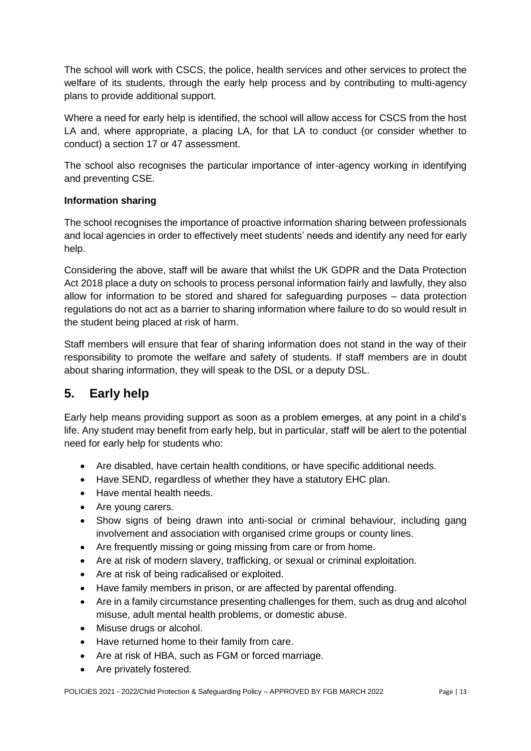The school will work with CSCS, the police, health services and other services to protect the welfare of its students, through the early help process and by contributing to multi-agency plans to provide additional support.

Where a need for early help is identified, the school will allow access for CSCS from the host LA and, where appropriate, a placing LA, for that LA to conduct (or consider whether to conduct) a section 17 or 47 assessment.

The school also recognises the particular importance of inter-agency working in identifying and preventing CSE.

**Information sharing**

The school recognises the importance of proactive information sharing between professionals and local agencies in order to effectively meet students' needs and identify any need for early help.

Considering the above, staff will be aware that whilst the UK GDPR and the Data Protection Act 2018 place a duty on schools to process personal information fairly and lawfully, they also allow for information to be stored and shared for safeguarding purposes – data protection regulations do not act as a barrier to sharing information where failure to do so would result in the student being placed at risk of harm.

Staff members will ensure that fear of sharing information does not stand in the way of their responsibility to promote the welfare and safety of students. If staff members are in doubt about sharing information, they will speak to the DSL or a deputy DSL.

## 5. Early help

Early help means providing support as soon as a problem emerges, at any point in a child's life. Any student may benefit from early help, but in particular, staff will be alert to the potential need for early help for students who:

- Are disabled, have certain health conditions, or have specific additional needs.
- Have SEND, regardless of whether they have a statutory EHC plan.
- Have mental health needs.
- Are young carers.
- Show signs of being drawn into anti-social or criminal behaviour, including gang involvement and association with organised crime groups or county lines.
- Are frequently missing or going missing from care or from home.
- Are at risk of modern slavery, trafficking, or sexual or criminal exploitation.
- Are at risk of being radicalised or exploited.
- Have family members in prison, or are affected by parental offending.
- Are in a family circumstance presenting challenges for them, such as drug and alcohol misuse, adult mental health problems, or domestic abuse.
- Misuse drugs or alcohol.
- Have returned home to their family from care.
- Are at risk of HBA, such as FGM or forced marriage.
- Are privately fostered.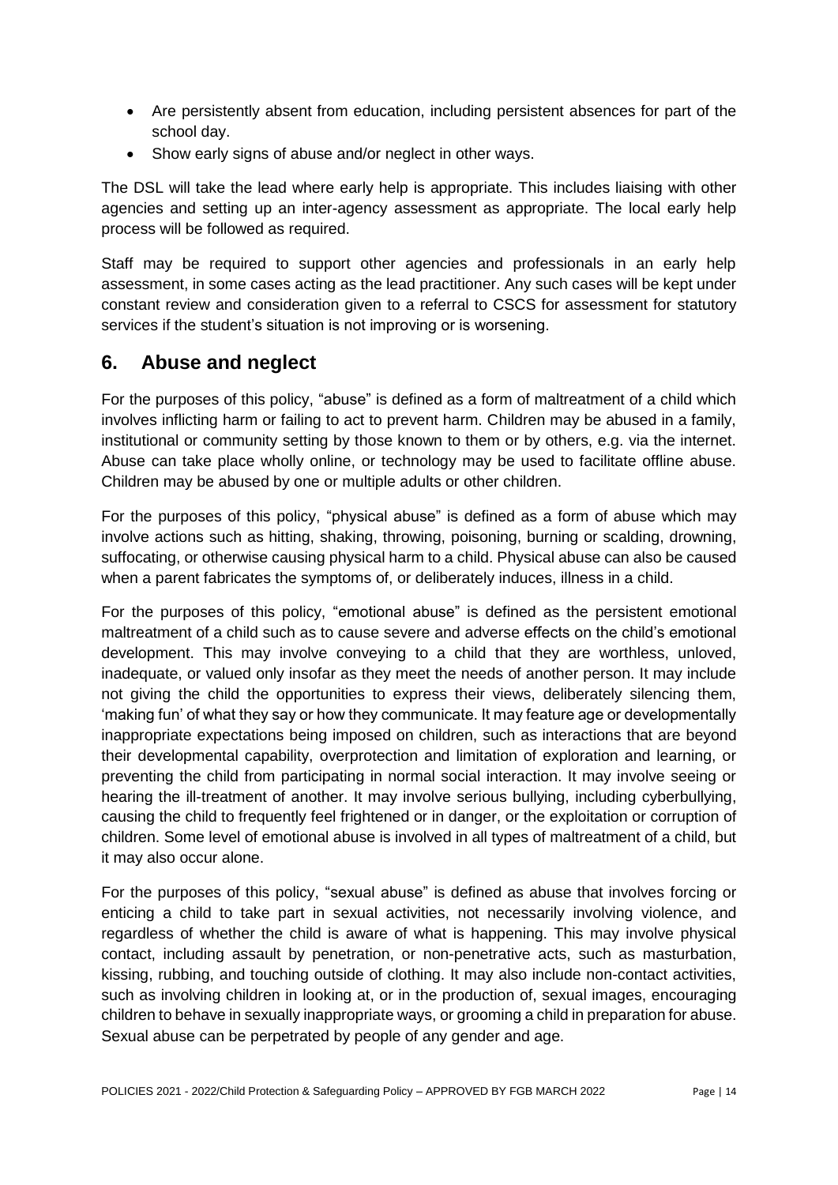- Are persistently absent from education, including persistent absences for part of the school day.
- Show early signs of abuse and/or neglect in other ways.

The DSL will take the lead where early help is appropriate. This includes liaising with other agencies and setting up an inter-agency assessment as appropriate. The local early help process will be followed as required.

Staff may be required to support other agencies and professionals in an early help assessment, in some cases acting as the lead practitioner. Any such cases will be kept under constant review and consideration given to a referral to CSCS for assessment for statutory services if the student's situation is not improving or is worsening.

## 6. Abuse and neglect

For the purposes of this policy, "abuse" is defined as a form of maltreatment of a child which involves inflicting harm or failing to act to prevent harm. Children may be abused in a family, institutional or community setting by those known to them or by others, e.g. via the internet. Abuse can take place wholly online, or technology may be used to facilitate offline abuse. Children may be abused by one or multiple adults or other children.

For the purposes of this policy, "physical abuse" is defined as a form of abuse which may involve actions such as hitting, shaking, throwing, poisoning, burning or scalding, drowning, suffocating, or otherwise causing physical harm to a child. Physical abuse can also be caused when a parent fabricates the symptoms of, or deliberately induces, illness in a child.

For the purposes of this policy, "emotional abuse" is defined as the persistent emotional maltreatment of a child such as to cause severe and adverse effects on the child's emotional development. This may involve conveying to a child that they are worthless, unloved, inadequate, or valued only insofar as they meet the needs of another person. It may include not giving the child the opportunities to express their views, deliberately silencing them, 'making fun' of what they say or how they communicate. It may feature age or developmentally inappropriate expectations being imposed on children, such as interactions that are beyond their developmental capability, overprotection and limitation of exploration and learning, or preventing the child from participating in normal social interaction. It may involve seeing or hearing the ill-treatment of another. It may involve serious bullying, including cyberbullying, causing the child to frequently feel frightened or in danger, or the exploitation or corruption of children. Some level of emotional abuse is involved in all types of maltreatment of a child, but it may also occur alone.

For the purposes of this policy, "sexual abuse" is defined as abuse that involves forcing or enticing a child to take part in sexual activities, not necessarily involving violence, and regardless of whether the child is aware of what is happening. This may involve physical contact, including assault by penetration, or non-penetrative acts, such as masturbation, kissing, rubbing, and touching outside of clothing. It may also include non-contact activities, such as involving children in looking at, or in the production of, sexual images, encouraging children to behave in sexually inappropriate ways, or grooming a child in preparation for abuse. Sexual abuse can be perpetrated by people of any gender and age.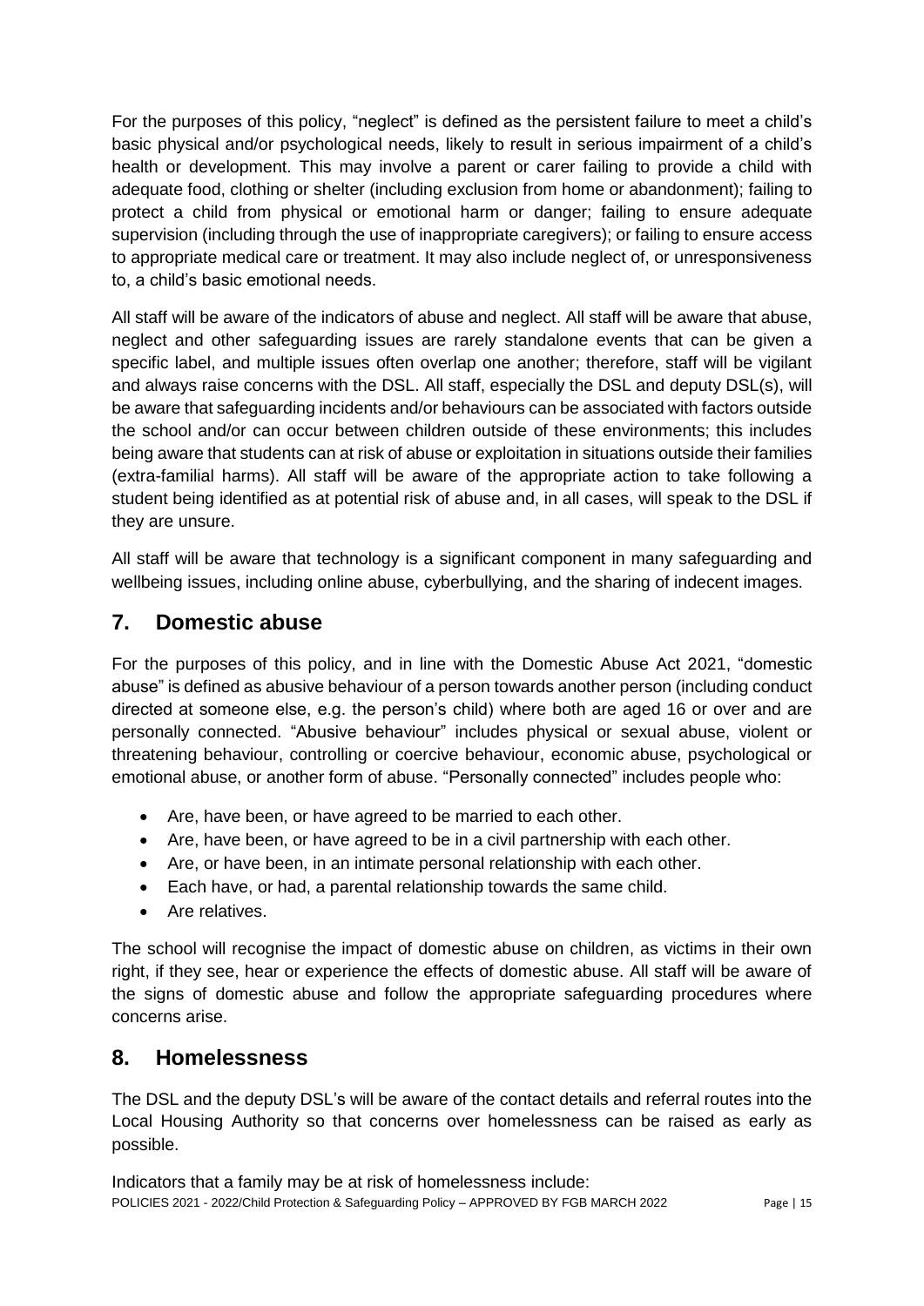For the purposes of this policy, "neglect" is defined as the persistent failure to meet a child's basic physical and/or psychological needs, likely to result in serious impairment of a child's health or development. This may involve a parent or carer failing to provide a child with adequate food, clothing or shelter (including exclusion from home or abandonment); failing to protect a child from physical or emotional harm or danger; failing to ensure adequate supervision (including through the use of inappropriate caregivers); or failing to ensure access to appropriate medical care or treatment. It may also include neglect of, or unresponsiveness to, a child's basic emotional needs.

All staff will be aware of the indicators of abuse and neglect. All staff will be aware that abuse, neglect and other safeguarding issues are rarely standalone events that can be given a specific label, and multiple issues often overlap one another; therefore, staff will be vigilant and always raise concerns with the DSL. All staff, especially the DSL and deputy DSL(s), will be aware that safeguarding incidents and/or behaviours can be associated with factors outside the school and/or can occur between children outside of these environments; this includes being aware that students can at risk of abuse or exploitation in situations outside their families (extra-familial harms). All staff will be aware of the appropriate action to take following a student being identified as at potential risk of abuse and, in all cases, will speak to the DSL if they are unsure.

All staff will be aware that technology is a significant component in many safeguarding and wellbeing issues, including online abuse, cyberbullying, and the sharing of indecent images.

## 7. Domestic abuse

For the purposes of this policy, and in line with the Domestic Abuse Act 2021, "domestic abuse" is defined as abusive behaviour of a person towards another person (including conduct directed at someone else, e.g. the person's child) where both are aged 16 or over and are personally connected. "Abusive behaviour" includes physical or sexual abuse, violent or threatening behaviour, controlling or coercive behaviour, economic abuse, psychological or emotional abuse, or another form of abuse. "Personally connected" includes people who:

- Are, have been, or have agreed to be married to each other.
- Are, have been, or have agreed to be in a civil partnership with each other.
- Are, or have been, in an intimate personal relationship with each other.
- Each have, or had, a parental relationship towards the same child.
- Are relatives.

The school will recognise the impact of domestic abuse on children, as victims in their own right, if they see, hear or experience the effects of domestic abuse. All staff will be aware of the signs of domestic abuse and follow the appropriate safeguarding procedures where concerns arise.

## 8. Homelessness

The DSL and the deputy DSL's will be aware of the contact details and referral routes into the Local Housing Authority so that concerns over homelessness can be raised as early as possible.

Indicators that a family may be at risk of homelessness include: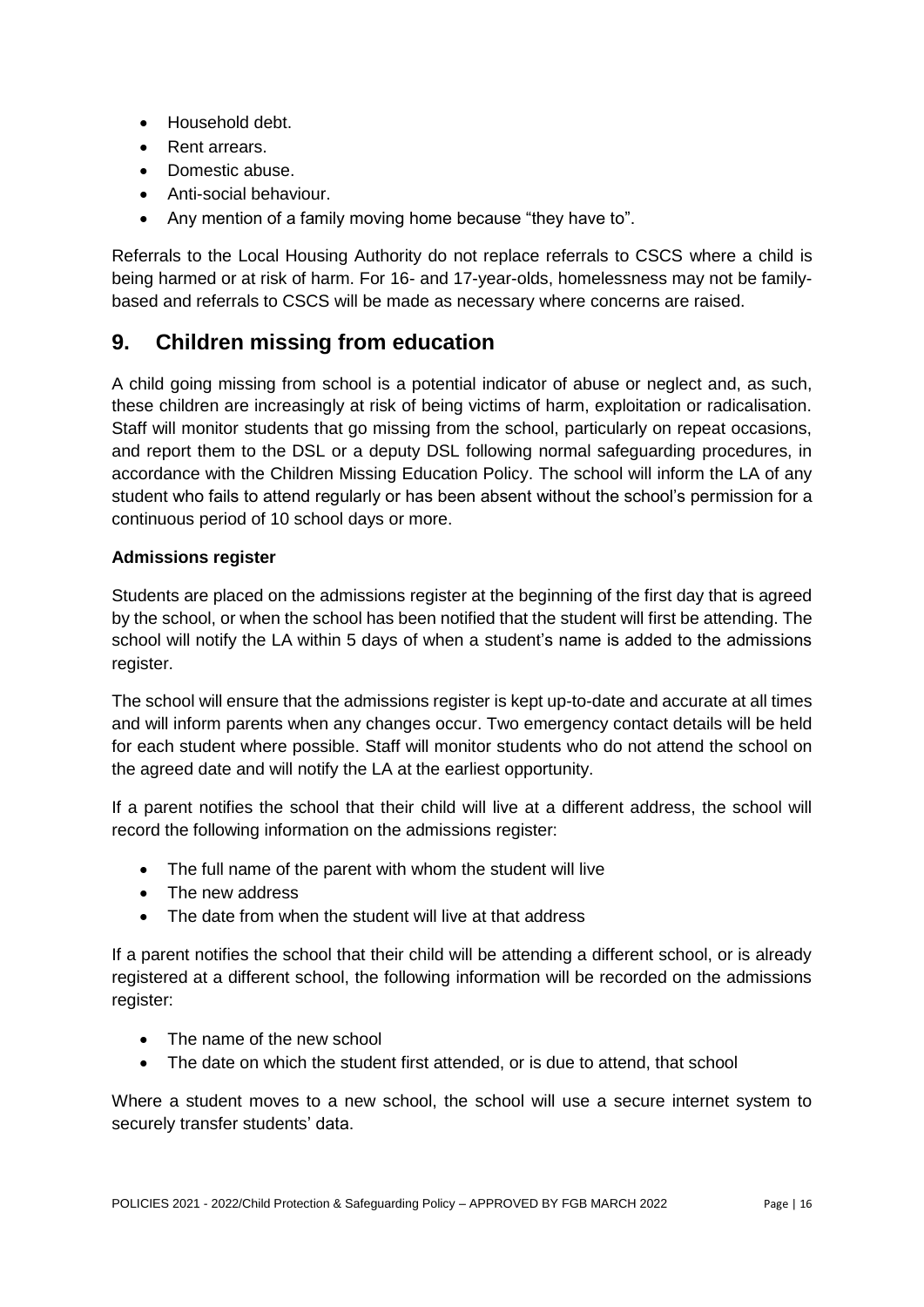- Household debt.
- Rent arrears.
- Domestic abuse.
- Anti-social behaviour.
- Any mention of a family moving home because "they have to".

Referrals to the Local Housing Authority do not replace referrals to CSCS where a child is being harmed or at risk of harm. For 16- and 17-year-olds, homelessness may not be family-based and referrals to CSCS will be made as necessary where concerns are raised.

## 9. Children missing from education

A child going missing from school is a potential indicator of abuse or neglect and, as such, these children are increasingly at risk of being victims of harm, exploitation or radicalisation. Staff will monitor students that go missing from the school, particularly on repeat occasions, and report them to the DSL or a deputy DSL following normal safeguarding procedures, in accordance with the Children Missing Education Policy. The school will inform the LA of any student who fails to attend regularly or has been absent without the school's permission for a continuous period of 10 school days or more.

**Admissions register**

Students are placed on the admissions register at the beginning of the first day that is agreed by the school, or when the school has been notified that the student will first be attending. The school will notify the LA within 5 days of when a student's name is added to the admissions register.

The school will ensure that the admissions register is kept up-to-date and accurate at all times and will inform parents when any changes occur. Two emergency contact details will be held for each student where possible. Staff will monitor students who do not attend the school on the agreed date and will notify the LA at the earliest opportunity.

If a parent notifies the school that their child will live at a different address, the school will record the following information on the admissions register:

- The full name of the parent with whom the student will live
- The new address
- The date from when the student will live at that address

If a parent notifies the school that their child will be attending a different school, or is already registered at a different school, the following information will be recorded on the admissions register:

- The name of the new school
- The date on which the student first attended, or is due to attend, that school

Where a student moves to a new school, the school will use a secure internet system to securely transfer students' data.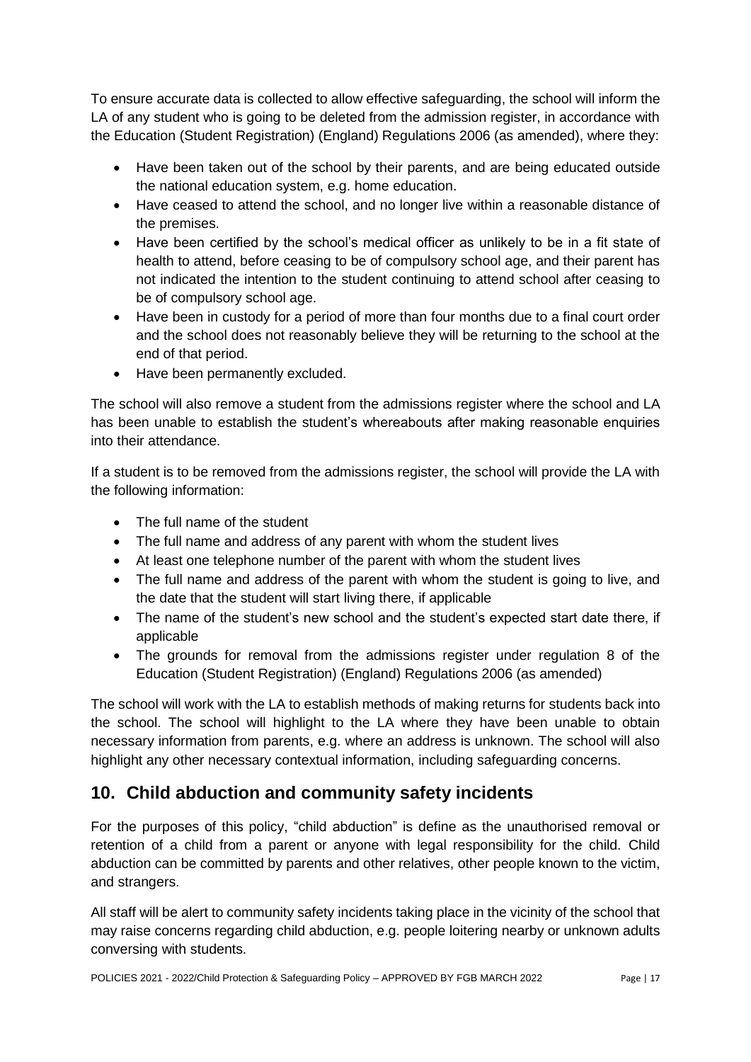To ensure accurate data is collected to allow effective safeguarding, the school will inform the LA of any student who is going to be deleted from the admission register, in accordance with the Education (Student Registration) (England) Regulations 2006 (as amended), where they:

- Have been taken out of the school by their parents, and are being educated outside the national education system, e.g. home education.
- Have ceased to attend the school, and no longer live within a reasonable distance of the premises.
- Have been certified by the school's medical officer as unlikely to be in a fit state of health to attend, before ceasing to be of compulsory school age, and their parent has not indicated the intention to the student continuing to attend school after ceasing to be of compulsory school age.
- Have been in custody for a period of more than four months due to a final court order and the school does not reasonably believe they will be returning to the school at the end of that period.
- Have been permanently excluded.

The school will also remove a student from the admissions register where the school and LA has been unable to establish the student's whereabouts after making reasonable enquiries into their attendance.

If a student is to be removed from the admissions register, the school will provide the LA with the following information:

- The full name of the student
- The full name and address of any parent with whom the student lives
- At least one telephone number of the parent with whom the student lives
- The full name and address of the parent with whom the student is going to live, and the date that the student will start living there, if applicable
- The name of the student's new school and the student's expected start date there, if applicable
- The grounds for removal from the admissions register under regulation 8 of the Education (Student Registration) (England) Regulations 2006 (as amended)

The school will work with the LA to establish methods of making returns for students back into the school. The school will highlight to the LA where they have been unable to obtain necessary information from parents, e.g. where an address is unknown. The school will also highlight any other necessary contextual information, including safeguarding concerns.

## 10. Child abduction and community safety incidents

For the purposes of this policy, "child abduction" is define as the unauthorised removal or retention of a child from a parent or anyone with legal responsibility for the child. Child abduction can be committed by parents and other relatives, other people known to the victim, and strangers.

All staff will be alert to community safety incidents taking place in the vicinity of the school that may raise concerns regarding child abduction, e.g. people loitering nearby or unknown adults conversing with students.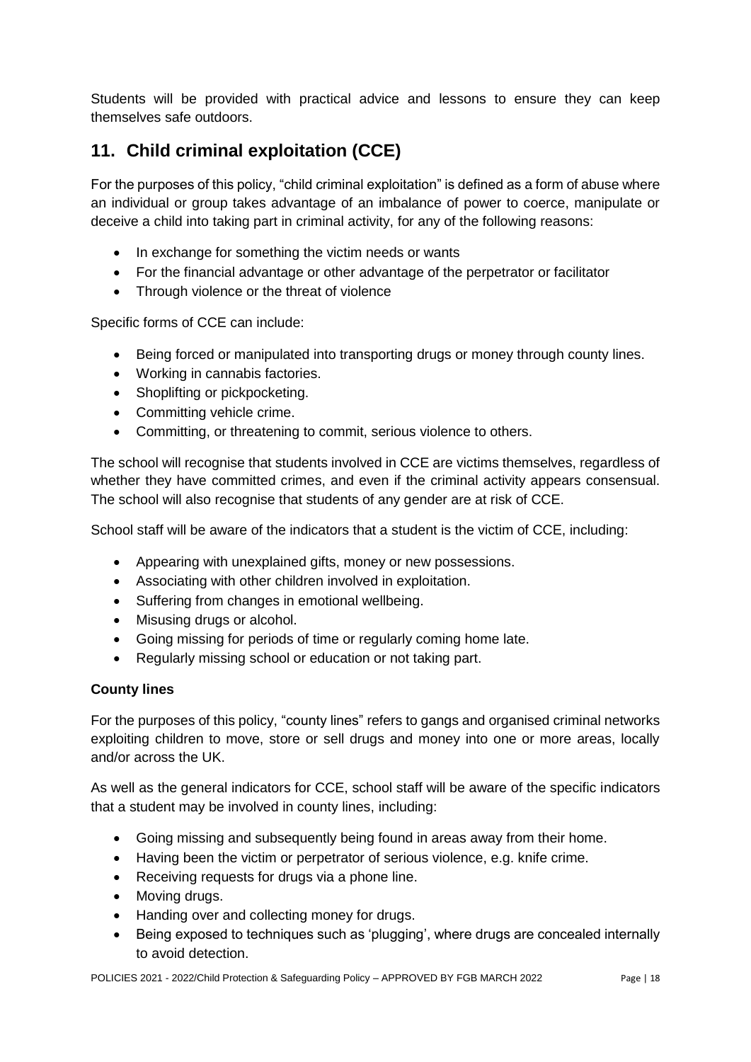Students will be provided with practical advice and lessons to ensure they can keep themselves safe outdoors.

## 11. Child criminal exploitation (CCE)

For the purposes of this policy, "child criminal exploitation" is defined as a form of abuse where an individual or group takes advantage of an imbalance of power to coerce, manipulate or deceive a child into taking part in criminal activity, for any of the following reasons:

- In exchange for something the victim needs or wants
- For the financial advantage or other advantage of the perpetrator or facilitator
- Through violence or the threat of violence

Specific forms of CCE can include:

- Being forced or manipulated into transporting drugs or money through county lines.
- Working in cannabis factories.
- Shoplifting or pickpocketing.
- Committing vehicle crime.
- Committing, or threatening to commit, serious violence to others.

The school will recognise that students involved in CCE are victims themselves, regardless of whether they have committed crimes, and even if the criminal activity appears consensual. The school will also recognise that students of any gender are at risk of CCE.

School staff will be aware of the indicators that a student is the victim of CCE, including:

- Appearing with unexplained gifts, money or new possessions.
- Associating with other children involved in exploitation.
- Suffering from changes in emotional wellbeing.
- Misusing drugs or alcohol.
- Going missing for periods of time or regularly coming home late.
- Regularly missing school or education or not taking part.

**County lines**

For the purposes of this policy, "county lines" refers to gangs and organised criminal networks exploiting children to move, store or sell drugs and money into one or more areas, locally and/or across the UK.

As well as the general indicators for CCE, school staff will be aware of the specific indicators that a student may be involved in county lines, including:

- Going missing and subsequently being found in areas away from their home.
- Having been the victim or perpetrator of serious violence, e.g. knife crime.
- Receiving requests for drugs via a phone line.
- Moving drugs.
- Handing over and collecting money for drugs.
- Being exposed to techniques such as 'plugging', where drugs are concealed internally to avoid detection.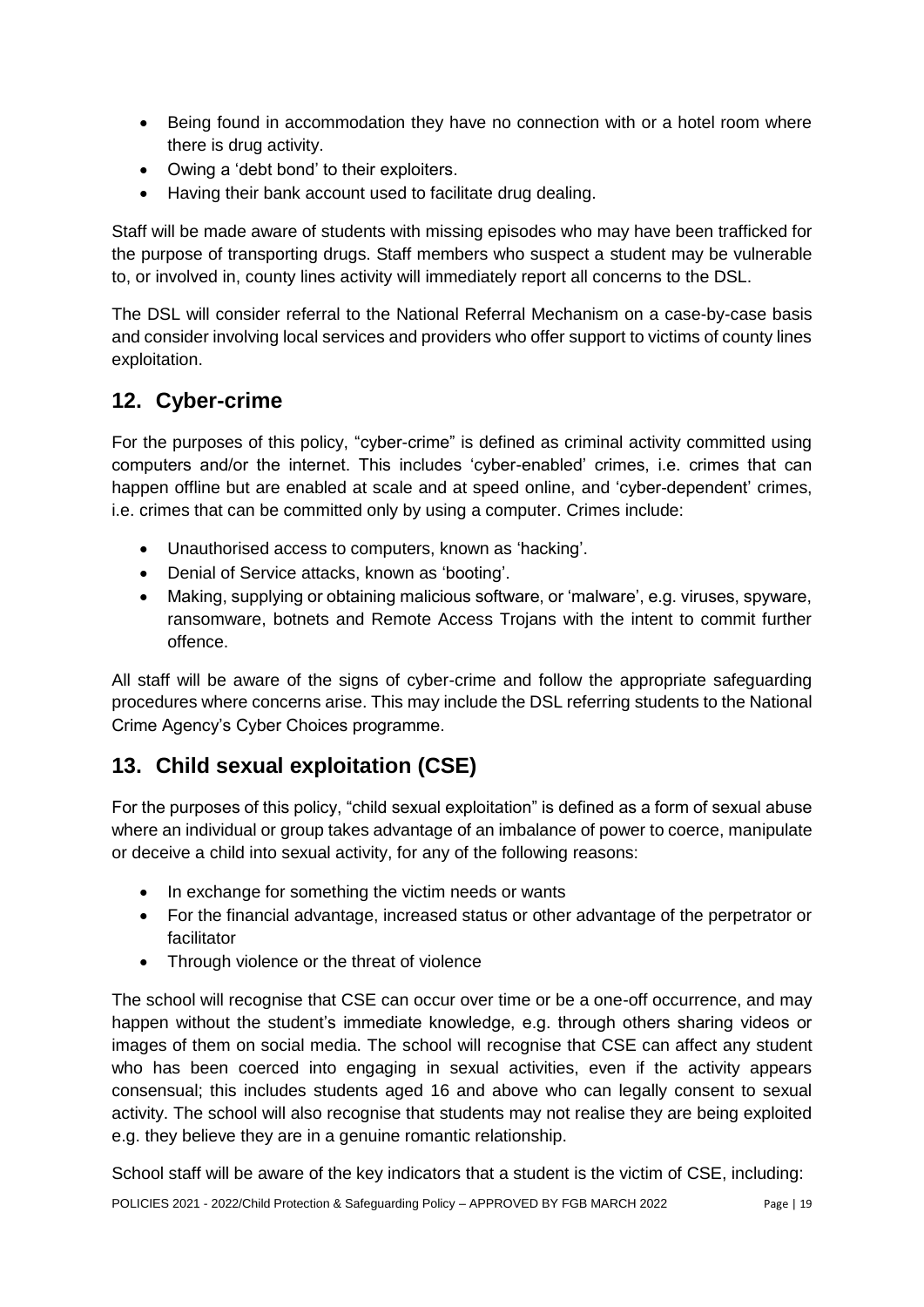- Being found in accommodation they have no connection with or a hotel room where there is drug activity.
- Owing a 'debt bond' to their exploiters.
- Having their bank account used to facilitate drug dealing.

Staff will be made aware of students with missing episodes who may have been trafficked for the purpose of transporting drugs. Staff members who suspect a student may be vulnerable to, or involved in, county lines activity will immediately report all concerns to the DSL.

The DSL will consider referral to the National Referral Mechanism on a case-by-case basis and consider involving local services and providers who offer support to victims of county lines exploitation.

## 12. Cyber-crime

For the purposes of this policy, "cyber-crime" is defined as criminal activity committed using computers and/or the internet. This includes 'cyber-enabled' crimes, i.e. crimes that can happen offline but are enabled at scale and at speed online, and 'cyber-dependent' crimes, i.e. crimes that can be committed only by using a computer. Crimes include:

- Unauthorised access to computers, known as 'hacking'.
- Denial of Service attacks, known as 'booting'.
- Making, supplying or obtaining malicious software, or 'malware', e.g. viruses, spyware, ransomware, botnets and Remote Access Trojans with the intent to commit further offence.

All staff will be aware of the signs of cyber-crime and follow the appropriate safeguarding procedures where concerns arise. This may include the DSL referring students to the National Crime Agency's Cyber Choices programme.

## 13. Child sexual exploitation (CSE)

For the purposes of this policy, "child sexual exploitation" is defined as a form of sexual abuse where an individual or group takes advantage of an imbalance of power to coerce, manipulate or deceive a child into sexual activity, for any of the following reasons:

- In exchange for something the victim needs or wants
- For the financial advantage, increased status or other advantage of the perpetrator or facilitator
- Through violence or the threat of violence

The school will recognise that CSE can occur over time or be a one-off occurrence, and may happen without the student's immediate knowledge, e.g. through others sharing videos or images of them on social media. The school will recognise that CSE can affect any student who has been coerced into engaging in sexual activities, even if the activity appears consensual; this includes students aged 16 and above who can legally consent to sexual activity. The school will also recognise that students may not realise they are being exploited e.g. they believe they are in a genuine romantic relationship.

School staff will be aware of the key indicators that a student is the victim of CSE, including: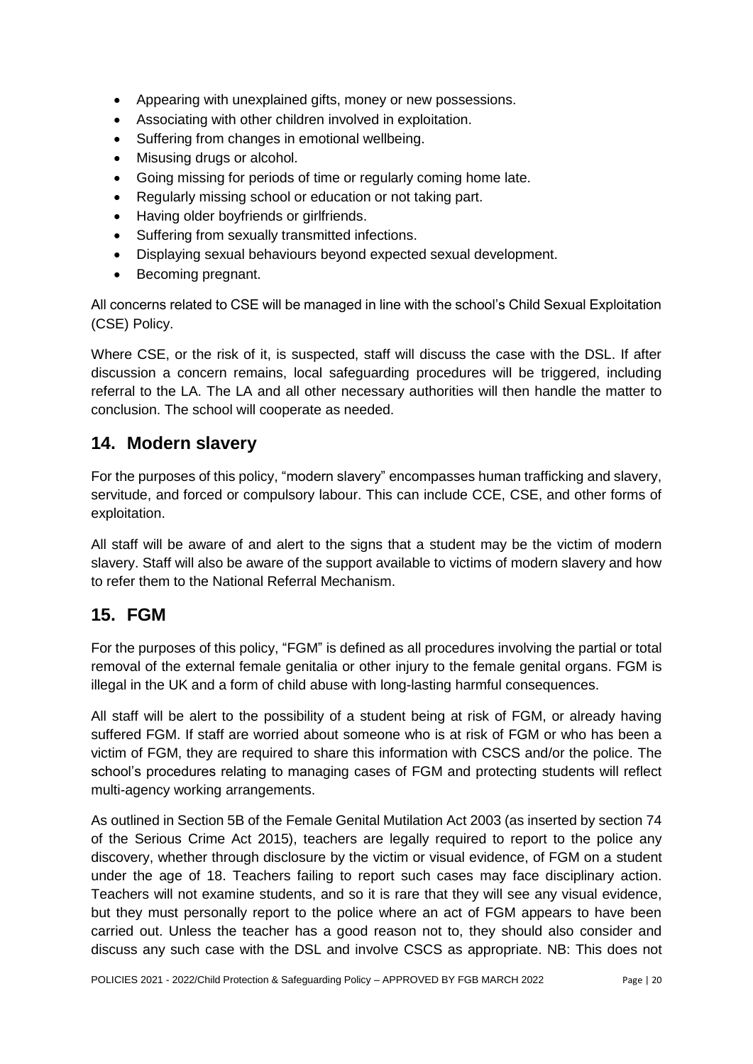- Appearing with unexplained gifts, money or new possessions.
- Associating with other children involved in exploitation.
- Suffering from changes in emotional wellbeing.
- Misusing drugs or alcohol.
- Going missing for periods of time or regularly coming home late.
- Regularly missing school or education or not taking part.
- Having older boyfriends or girlfriends.
- Suffering from sexually transmitted infections.
- Displaying sexual behaviours beyond expected sexual development.
- Becoming pregnant.

All concerns related to CSE will be managed in line with the school's Child Sexual Exploitation (CSE) Policy.

Where CSE, or the risk of it, is suspected, staff will discuss the case with the DSL. If after discussion a concern remains, local safeguarding procedures will be triggered, including referral to the LA. The LA and all other necessary authorities will then handle the matter to conclusion. The school will cooperate as needed.

## 14. Modern slavery

For the purposes of this policy, "modern slavery" encompasses human trafficking and slavery, servitude, and forced or compulsory labour. This can include CCE, CSE, and other forms of exploitation.

All staff will be aware of and alert to the signs that a student may be the victim of modern slavery. Staff will also be aware of the support available to victims of modern slavery and how to refer them to the National Referral Mechanism.

## 15. FGM

For the purposes of this policy, "FGM" is defined as all procedures involving the partial or total removal of the external female genitalia or other injury to the female genital organs. FGM is illegal in the UK and a form of child abuse with long-lasting harmful consequences.

All staff will be alert to the possibility of a student being at risk of FGM, or already having suffered FGM. If staff are worried about someone who is at risk of FGM or who has been a victim of FGM, they are required to share this information with CSCS and/or the police. The school's procedures relating to managing cases of FGM and protecting students will reflect multi-agency working arrangements.

As outlined in Section 5B of the Female Genital Mutilation Act 2003 (as inserted by section 74 of the Serious Crime Act 2015), teachers are legally required to report to the police any discovery, whether through disclosure by the victim or visual evidence, of FGM on a student under the age of 18. Teachers failing to report such cases may face disciplinary action. Teachers will not examine students, and so it is rare that they will see any visual evidence, but they must personally report to the police where an act of FGM appears to have been carried out. Unless the teacher has a good reason not to, they should also consider and discuss any such case with the DSL and involve CSCS as appropriate. NB: This does not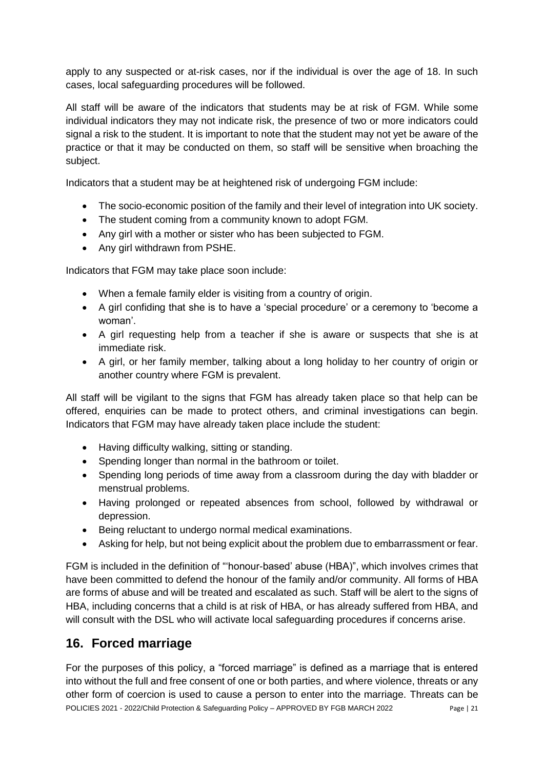apply to any suspected or at-risk cases, nor if the individual is over the age of 18. In such cases, local safeguarding procedures will be followed.

All staff will be aware of the indicators that students may be at risk of FGM. While some individual indicators they may not indicate risk, the presence of two or more indicators could signal a risk to the student. It is important to note that the student may not yet be aware of the practice or that it may be conducted on them, so staff will be sensitive when broaching the subject.

Indicators that a student may be at heightened risk of undergoing FGM include:

- The socio-economic position of the family and their level of integration into UK society.
- The student coming from a community known to adopt FGM.
- Any girl with a mother or sister who has been subjected to FGM.
- Any girl withdrawn from PSHE.

Indicators that FGM may take place soon include:

- When a female family elder is visiting from a country of origin.
- A girl confiding that she is to have a 'special procedure' or a ceremony to 'become a woman'.
- A girl requesting help from a teacher if she is aware or suspects that she is at immediate risk.
- A girl, or her family member, talking about a long holiday to her country of origin or another country where FGM is prevalent.

All staff will be vigilant to the signs that FGM has already taken place so that help can be offered, enquiries can be made to protect others, and criminal investigations can begin. Indicators that FGM may have already taken place include the student:

- Having difficulty walking, sitting or standing.
- Spending longer than normal in the bathroom or toilet.
- Spending long periods of time away from a classroom during the day with bladder or menstrual problems.
- Having prolonged or repeated absences from school, followed by withdrawal or depression.
- Being reluctant to undergo normal medical examinations.
- Asking for help, but not being explicit about the problem due to embarrassment or fear.

FGM is included in the definition of "'honour-based' abuse (HBA)", which involves crimes that have been committed to defend the honour of the family and/or community. All forms of HBA are forms of abuse and will be treated and escalated as such. Staff will be alert to the signs of HBA, including concerns that a child is at risk of HBA, or has already suffered from HBA, and will consult with the DSL who will activate local safeguarding procedures if concerns arise.

## 16. Forced marriage

For the purposes of this policy, a "forced marriage" is defined as a marriage that is entered into without the full and free consent of one or both parties, and where violence, threats or any other form of coercion is used to cause a person to enter into the marriage. Threats can be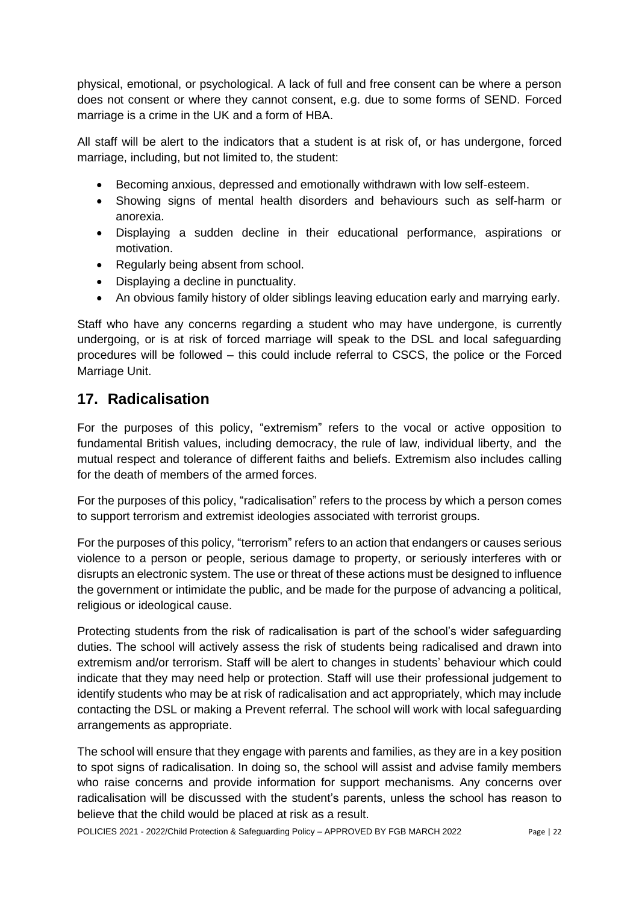physical, emotional, or psychological. A lack of full and free consent can be where a person does not consent or where they cannot consent, e.g. due to some forms of SEND. Forced marriage is a crime in the UK and a form of HBA.

All staff will be alert to the indicators that a student is at risk of, or has undergone, forced marriage, including, but not limited to, the student:

- Becoming anxious, depressed and emotionally withdrawn with low self-esteem.
- Showing signs of mental health disorders and behaviours such as self-harm or anorexia.
- Displaying a sudden decline in their educational performance, aspirations or motivation.
- Regularly being absent from school.
- Displaying a decline in punctuality.
- An obvious family history of older siblings leaving education early and marrying early.

Staff who have any concerns regarding a student who may have undergone, is currently undergoing, or is at risk of forced marriage will speak to the DSL and local safeguarding procedures will be followed – this could include referral to CSCS, the police or the Forced Marriage Unit.

## 17. Radicalisation

For the purposes of this policy, "extremism" refers to the vocal or active opposition to fundamental British values, including democracy, the rule of law, individual liberty, and the mutual respect and tolerance of different faiths and beliefs. Extremism also includes calling for the death of members of the armed forces.

For the purposes of this policy, "radicalisation" refers to the process by which a person comes to support terrorism and extremist ideologies associated with terrorist groups.

For the purposes of this policy, "terrorism" refers to an action that endangers or causes serious violence to a person or people, serious damage to property, or seriously interferes with or disrupts an electronic system. The use or threat of these actions must be designed to influence the government or intimidate the public, and be made for the purpose of advancing a political, religious or ideological cause.

Protecting students from the risk of radicalisation is part of the school's wider safeguarding duties. The school will actively assess the risk of students being radicalised and drawn into extremism and/or terrorism. Staff will be alert to changes in students' behaviour which could indicate that they may need help or protection. Staff will use their professional judgement to identify students who may be at risk of radicalisation and act appropriately, which may include contacting the DSL or making a Prevent referral. The school will work with local safeguarding arrangements as appropriate.

The school will ensure that they engage with parents and families, as they are in a key position to spot signs of radicalisation. In doing so, the school will assist and advise family members who raise concerns and provide information for support mechanisms. Any concerns over radicalisation will be discussed with the student's parents, unless the school has reason to believe that the child would be placed at risk as a result.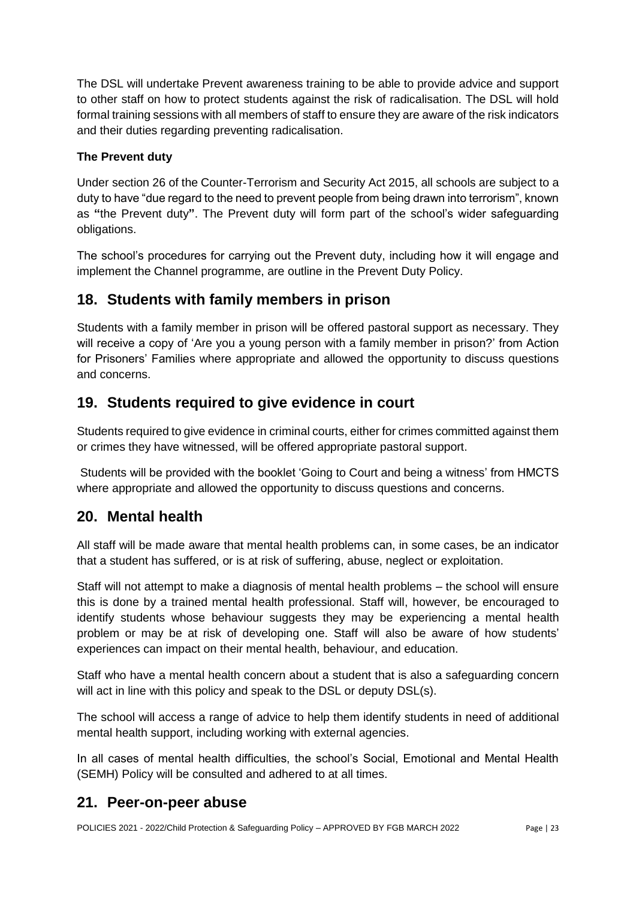The DSL will undertake Prevent awareness training to be able to provide advice and support to other staff on how to protect students against the risk of radicalisation. The DSL will hold formal training sessions with all members of staff to ensure they are aware of the risk indicators and their duties regarding preventing radicalisation.

**The Prevent duty**

Under section 26 of the Counter-Terrorism and Security Act 2015, all schools are subject to a duty to have "due regard to the need to prevent people from being drawn into terrorism", known as **"**the Prevent duty**"**. The Prevent duty will form part of the school's wider safeguarding obligations.

The school's procedures for carrying out the Prevent duty, including how it will engage and implement the Channel programme, are outline in the Prevent Duty Policy.

## 18. Students with family members in prison

Students with a family member in prison will be offered pastoral support as necessary. They will receive a copy of 'Are you a young person with a family member in prison?' from Action for Prisoners' Families where appropriate and allowed the opportunity to discuss questions and concerns.

## 19. Students required to give evidence in court

Students required to give evidence in criminal courts, either for crimes committed against them or crimes they have witnessed, will be offered appropriate pastoral support.

Students will be provided with the booklet 'Going to Court and being a witness' from HMCTS where appropriate and allowed the opportunity to discuss questions and concerns.

## 20. Mental health

All staff will be made aware that mental health problems can, in some cases, be an indicator that a student has suffered, or is at risk of suffering, abuse, neglect or exploitation.

Staff will not attempt to make a diagnosis of mental health problems – the school will ensure this is done by a trained mental health professional. Staff will, however, be encouraged to identify students whose behaviour suggests they may be experiencing a mental health problem or may be at risk of developing one. Staff will also be aware of how students' experiences can impact on their mental health, behaviour, and education.

Staff who have a mental health concern about a student that is also a safeguarding concern will act in line with this policy and speak to the DSL or deputy DSL(s).

The school will access a range of advice to help them identify students in need of additional mental health support, including working with external agencies.

In all cases of mental health difficulties, the school's Social, Emotional and Mental Health (SEMH) Policy will be consulted and adhered to at all times.

## 21. Peer-on-peer abuse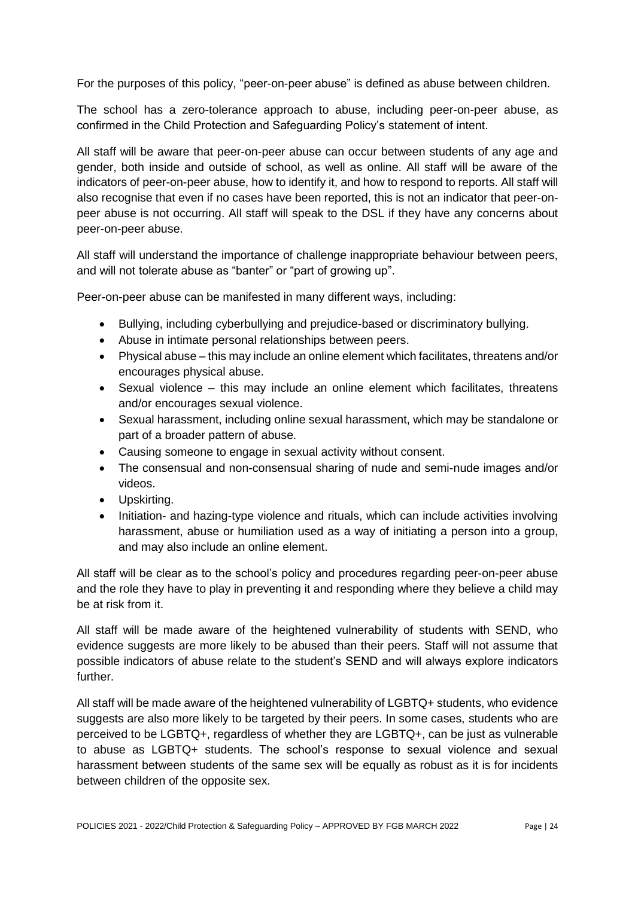For the purposes of this policy, "peer-on-peer abuse" is defined as abuse between children.

The school has a zero-tolerance approach to abuse, including peer-on-peer abuse, as confirmed in the Child Protection and Safeguarding Policy's statement of intent.

All staff will be aware that peer-on-peer abuse can occur between students of any age and gender, both inside and outside of school, as well as online. All staff will be aware of the indicators of peer-on-peer abuse, how to identify it, and how to respond to reports. All staff will also recognise that even if no cases have been reported, this is not an indicator that peer-on-peer abuse is not occurring. All staff will speak to the DSL if they have any concerns about peer-on-peer abuse.

All staff will understand the importance of challenge inappropriate behaviour between peers, and will not tolerate abuse as "banter" or "part of growing up".

Peer-on-peer abuse can be manifested in many different ways, including:

- Bullying, including cyberbullying and prejudice-based or discriminatory bullying.
- Abuse in intimate personal relationships between peers.
- Physical abuse – this may include an online element which facilitates, threatens and/or encourages physical abuse.
- Sexual violence – this may include an online element which facilitates, threatens and/or encourages sexual violence.
- Sexual harassment, including online sexual harassment, which may be standalone or part of a broader pattern of abuse.
- Causing someone to engage in sexual activity without consent.
- The consensual and non-consensual sharing of nude and semi-nude images and/or videos.
- Upskirting.
- Initiation- and hazing-type violence and rituals, which can include activities involving harassment, abuse or humiliation used as a way of initiating a person into a group, and may also include an online element.

All staff will be clear as to the school's policy and procedures regarding peer-on-peer abuse and the role they have to play in preventing it and responding where they believe a child may be at risk from it.

All staff will be made aware of the heightened vulnerability of students with SEND, who evidence suggests are more likely to be abused than their peers. Staff will not assume that possible indicators of abuse relate to the student's SEND and will always explore indicators further.

All staff will be made aware of the heightened vulnerability of LGBTQ+ students, who evidence suggests are also more likely to be targeted by their peers. In some cases, students who are perceived to be LGBTQ+, regardless of whether they are LGBTQ+, can be just as vulnerable to abuse as LGBTQ+ students. The school's response to sexual violence and sexual harassment between students of the same sex will be equally as robust as it is for incidents between children of the opposite sex.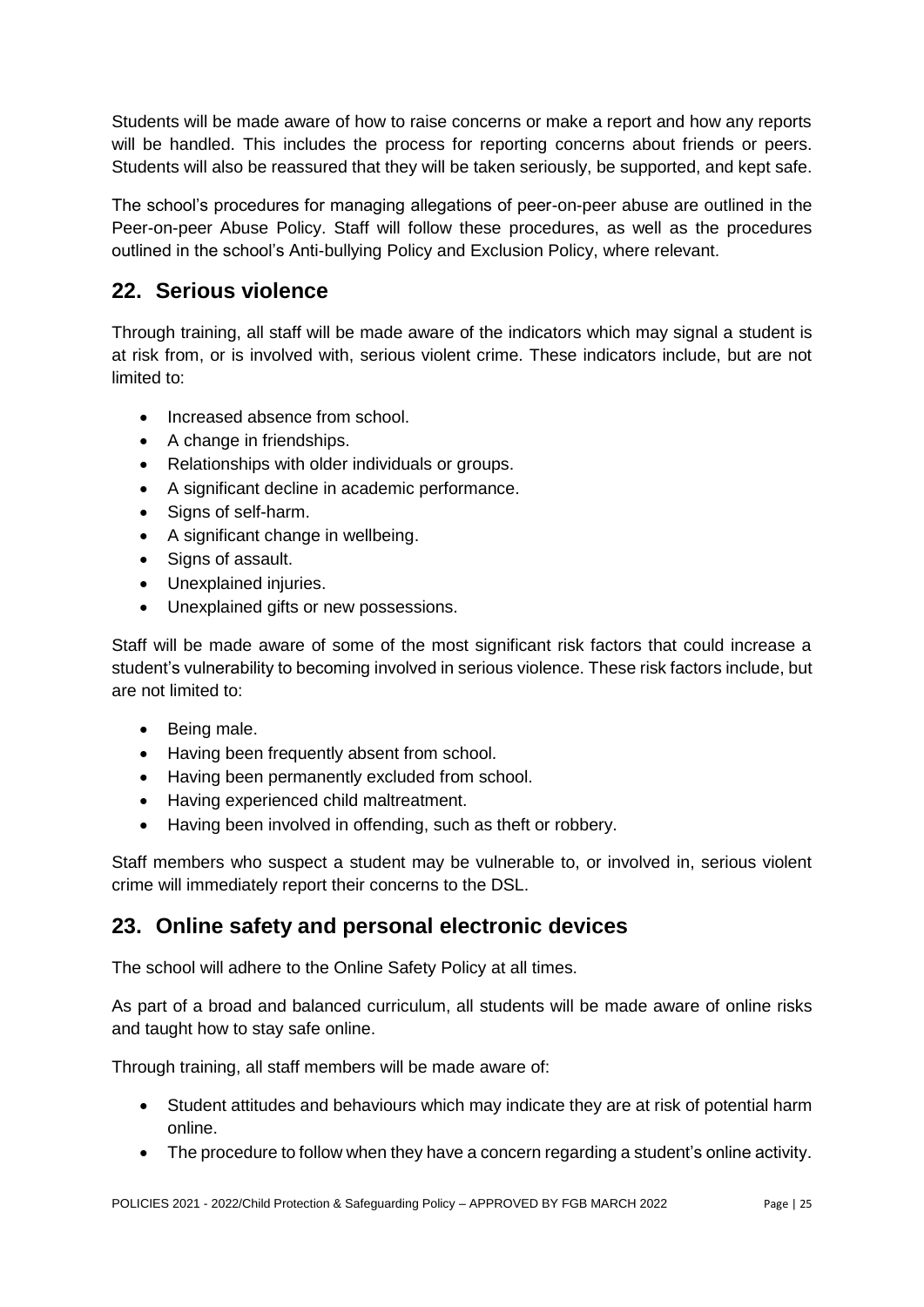Students will be made aware of how to raise concerns or make a report and how any reports will be handled. This includes the process for reporting concerns about friends or peers. Students will also be reassured that they will be taken seriously, be supported, and kept safe.

The school's procedures for managing allegations of peer-on-peer abuse are outlined in the Peer-on-peer Abuse Policy. Staff will follow these procedures, as well as the procedures outlined in the school's Anti-bullying Policy and Exclusion Policy, where relevant.

## 22. Serious violence

Through training, all staff will be made aware of the indicators which may signal a student is at risk from, or is involved with, serious violent crime. These indicators include, but are not limited to:

- Increased absence from school.
- A change in friendships.
- Relationships with older individuals or groups.
- A significant decline in academic performance.
- Signs of self-harm.
- A significant change in wellbeing.
- Signs of assault.
- Unexplained injuries.
- Unexplained gifts or new possessions.

Staff will be made aware of some of the most significant risk factors that could increase a student's vulnerability to becoming involved in serious violence. These risk factors include, but are not limited to:

- Being male.
- Having been frequently absent from school.
- Having been permanently excluded from school.
- Having experienced child maltreatment.
- Having been involved in offending, such as theft or robbery.

Staff members who suspect a student may be vulnerable to, or involved in, serious violent crime will immediately report their concerns to the DSL.

## 23. Online safety and personal electronic devices

The school will adhere to the Online Safety Policy at all times.

As part of a broad and balanced curriculum, all students will be made aware of online risks and taught how to stay safe online.

Through training, all staff members will be made aware of:

- Student attitudes and behaviours which may indicate they are at risk of potential harm online.
- The procedure to follow when they have a concern regarding a student's online activity.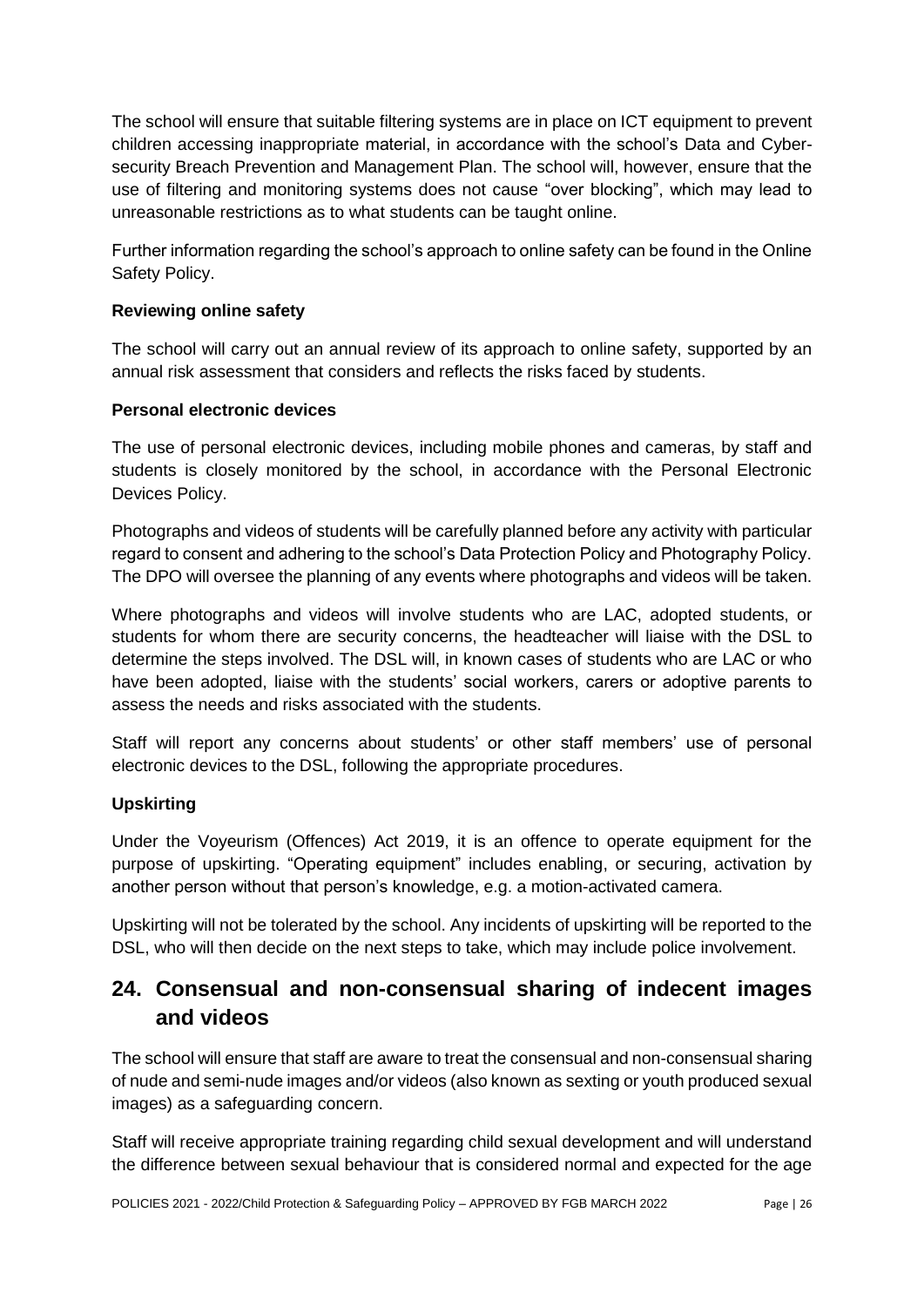The school will ensure that suitable filtering systems are in place on ICT equipment to prevent children accessing inappropriate material, in accordance with the school's Data and Cyber-security Breach Prevention and Management Plan. The school will, however, ensure that the use of filtering and monitoring systems does not cause "over blocking", which may lead to unreasonable restrictions as to what students can be taught online.

Further information regarding the school's approach to online safety can be found in the Online Safety Policy.

**Reviewing online safety**

The school will carry out an annual review of its approach to online safety, supported by an annual risk assessment that considers and reflects the risks faced by students.

**Personal electronic devices**

The use of personal electronic devices, including mobile phones and cameras, by staff and students is closely monitored by the school, in accordance with the Personal Electronic Devices Policy.

Photographs and videos of students will be carefully planned before any activity with particular regard to consent and adhering to the school's Data Protection Policy and Photography Policy. The DPO will oversee the planning of any events where photographs and videos will be taken.

Where photographs and videos will involve students who are LAC, adopted students, or students for whom there are security concerns, the headteacher will liaise with the DSL to determine the steps involved. The DSL will, in known cases of students who are LAC or who have been adopted, liaise with the students' social workers, carers or adoptive parents to assess the needs and risks associated with the students.

Staff will report any concerns about students' or other staff members' use of personal electronic devices to the DSL, following the appropriate procedures.

**Upskirting**

Under the Voyeurism (Offences) Act 2019, it is an offence to operate equipment for the purpose of upskirting. "Operating equipment" includes enabling, or securing, activation by another person without that person's knowledge, e.g. a motion-activated camera.

Upskirting will not be tolerated by the school. Any incidents of upskirting will be reported to the DSL, who will then decide on the next steps to take, which may include police involvement.

## 24. Consensual and non-consensual sharing of indecent images and videos

The school will ensure that staff are aware to treat the consensual and non-consensual sharing of nude and semi-nude images and/or videos (also known as sexting or youth produced sexual images) as a safeguarding concern.

Staff will receive appropriate training regarding child sexual development and will understand the difference between sexual behaviour that is considered normal and expected for the age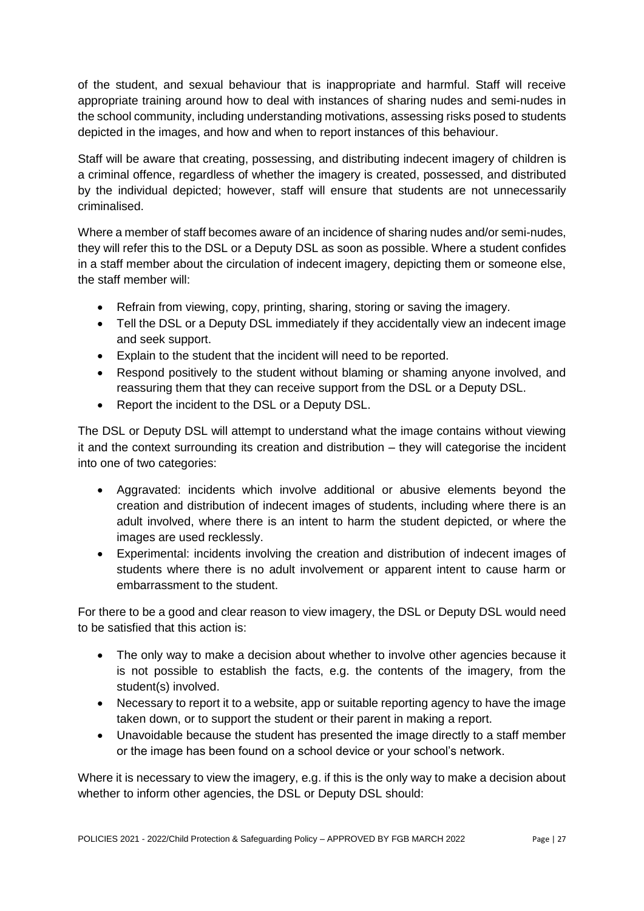of the student, and sexual behaviour that is inappropriate and harmful. Staff will receive appropriate training around how to deal with instances of sharing nudes and semi-nudes in the school community, including understanding motivations, assessing risks posed to students depicted in the images, and how and when to report instances of this behaviour.

Staff will be aware that creating, possessing, and distributing indecent imagery of children is a criminal offence, regardless of whether the imagery is created, possessed, and distributed by the individual depicted; however, staff will ensure that students are not unnecessarily criminalised.

Where a member of staff becomes aware of an incidence of sharing nudes and/or semi-nudes, they will refer this to the DSL or a Deputy DSL as soon as possible. Where a student confides in a staff member about the circulation of indecent imagery, depicting them or someone else, the staff member will:

- Refrain from viewing, copy, printing, sharing, storing or saving the imagery.
- Tell the DSL or a Deputy DSL immediately if they accidentally view an indecent image and seek support.
- Explain to the student that the incident will need to be reported.
- Respond positively to the student without blaming or shaming anyone involved, and reassuring them that they can receive support from the DSL or a Deputy DSL.
- Report the incident to the DSL or a Deputy DSL.

The DSL or Deputy DSL will attempt to understand what the image contains without viewing it and the context surrounding its creation and distribution – they will categorise the incident into one of two categories:

- Aggravated: incidents which involve additional or abusive elements beyond the creation and distribution of indecent images of students, including where there is an adult involved, where there is an intent to harm the student depicted, or where the images are used recklessly.
- Experimental: incidents involving the creation and distribution of indecent images of students where there is no adult involvement or apparent intent to cause harm or embarrassment to the student.

For there to be a good and clear reason to view imagery, the DSL or Deputy DSL would need to be satisfied that this action is:

- The only way to make a decision about whether to involve other agencies because it is not possible to establish the facts, e.g. the contents of the imagery, from the student(s) involved.
- Necessary to report it to a website, app or suitable reporting agency to have the image taken down, or to support the student or their parent in making a report.
- Unavoidable because the student has presented the image directly to a staff member or the image has been found on a school device or your school's network.

Where it is necessary to view the imagery, e.g. if this is the only way to make a decision about whether to inform other agencies, the DSL or Deputy DSL should: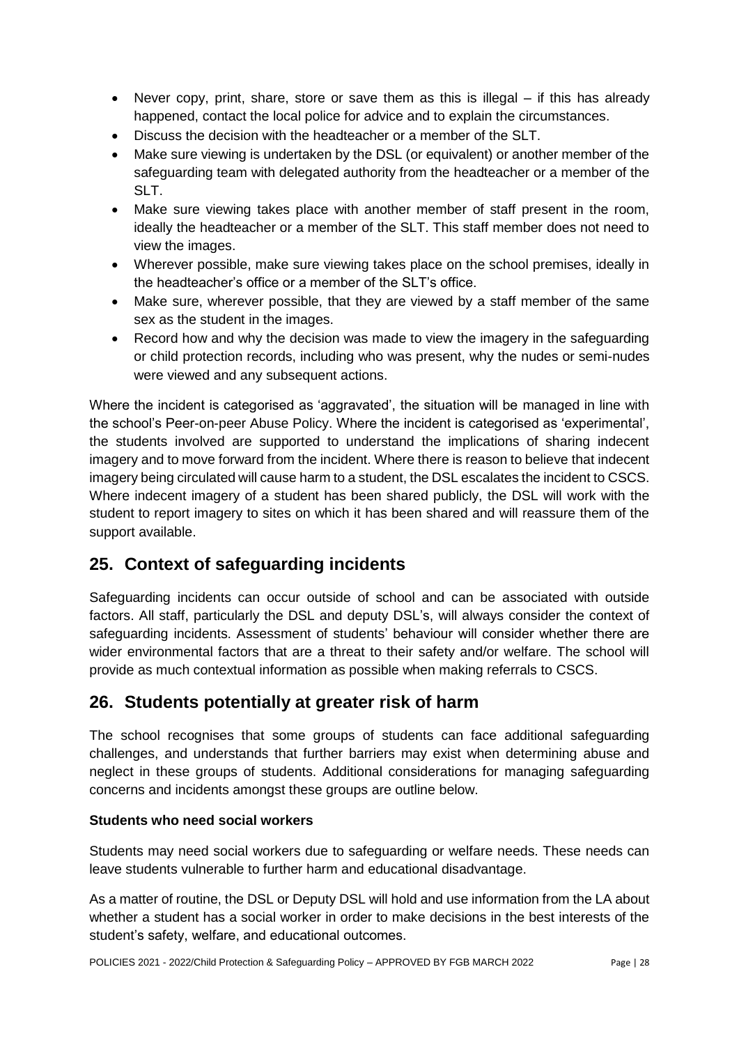- Never copy, print, share, store or save them as this is illegal – if this has already happened, contact the local police for advice and to explain the circumstances.
- Discuss the decision with the headteacher or a member of the SLT.
- Make sure viewing is undertaken by the DSL (or equivalent) or another member of the safeguarding team with delegated authority from the headteacher or a member of the SLT.
- Make sure viewing takes place with another member of staff present in the room, ideally the headteacher or a member of the SLT. This staff member does not need to view the images.
- Wherever possible, make sure viewing takes place on the school premises, ideally in the headteacher's office or a member of the SLT's office.
- Make sure, wherever possible, that they are viewed by a staff member of the same sex as the student in the images.
- Record how and why the decision was made to view the imagery in the safeguarding or child protection records, including who was present, why the nudes or semi-nudes were viewed and any subsequent actions.

Where the incident is categorised as 'aggravated', the situation will be managed in line with the school's Peer-on-peer Abuse Policy. Where the incident is categorised as 'experimental', the students involved are supported to understand the implications of sharing indecent imagery and to move forward from the incident. Where there is reason to believe that indecent imagery being circulated will cause harm to a student, the DSL escalates the incident to CSCS. Where indecent imagery of a student has been shared publicly, the DSL will work with the student to report imagery to sites on which it has been shared and will reassure them of the support available.

## 25. Context of safeguarding incidents

Safeguarding incidents can occur outside of school and can be associated with outside factors. All staff, particularly the DSL and deputy DSL's, will always consider the context of safeguarding incidents. Assessment of students' behaviour will consider whether there are wider environmental factors that are a threat to their safety and/or welfare. The school will provide as much contextual information as possible when making referrals to CSCS.

## 26. Students potentially at greater risk of harm

The school recognises that some groups of students can face additional safeguarding challenges, and understands that further barriers may exist when determining abuse and neglect in these groups of students. Additional considerations for managing safeguarding concerns and incidents amongst these groups are outline below.

**Students who need social workers**

Students may need social workers due to safeguarding or welfare needs. These needs can leave students vulnerable to further harm and educational disadvantage.

As a matter of routine, the DSL or Deputy DSL will hold and use information from the LA about whether a student has a social worker in order to make decisions in the best interests of the student's safety, welfare, and educational outcomes.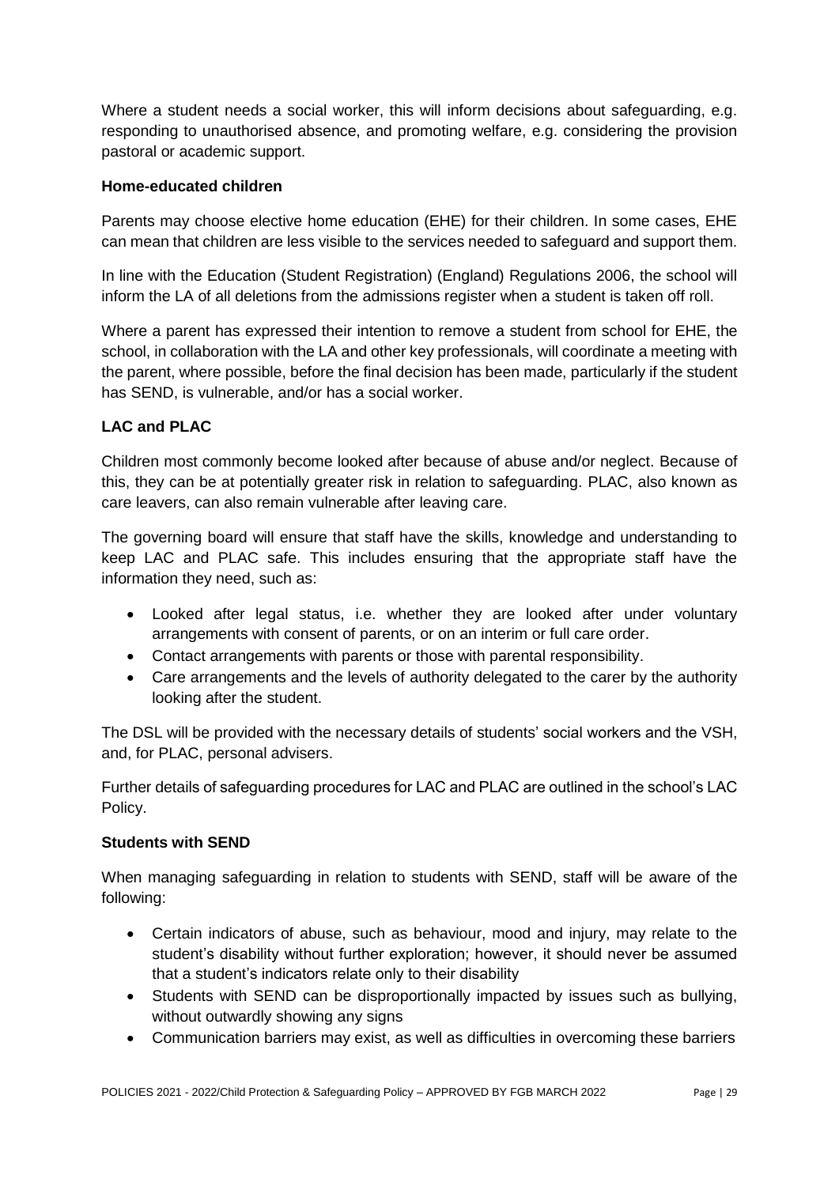Where a student needs a social worker, this will inform decisions about safeguarding, e.g. responding to unauthorised absence, and promoting welfare, e.g. considering the provision pastoral or academic support.

**Home-educated children**

Parents may choose elective home education (EHE) for their children. In some cases, EHE can mean that children are less visible to the services needed to safeguard and support them.

In line with the Education (Student Registration) (England) Regulations 2006, the school will inform the LA of all deletions from the admissions register when a student is taken off roll.

Where a parent has expressed their intention to remove a student from school for EHE, the school, in collaboration with the LA and other key professionals, will coordinate a meeting with the parent, where possible, before the final decision has been made, particularly if the student has SEND, is vulnerable, and/or has a social worker.

**LAC and PLAC**

Children most commonly become looked after because of abuse and/or neglect. Because of this, they can be at potentially greater risk in relation to safeguarding. PLAC, also known as care leavers, can also remain vulnerable after leaving care.

The governing board will ensure that staff have the skills, knowledge and understanding to keep LAC and PLAC safe. This includes ensuring that the appropriate staff have the information they need, such as:

- Looked after legal status, i.e. whether they are looked after under voluntary arrangements with consent of parents, or on an interim or full care order.
- Contact arrangements with parents or those with parental responsibility.
- Care arrangements and the levels of authority delegated to the carer by the authority looking after the student.

The DSL will be provided with the necessary details of students' social workers and the VSH, and, for PLAC, personal advisers.

Further details of safeguarding procedures for LAC and PLAC are outlined in the school's LAC Policy.

**Students with SEND**

When managing safeguarding in relation to students with SEND, staff will be aware of the following:

- Certain indicators of abuse, such as behaviour, mood and injury, may relate to the student's disability without further exploration; however, it should never be assumed that a student's indicators relate only to their disability
- Students with SEND can be disproportionally impacted by issues such as bullying, without outwardly showing any signs
- Communication barriers may exist, as well as difficulties in overcoming these barriers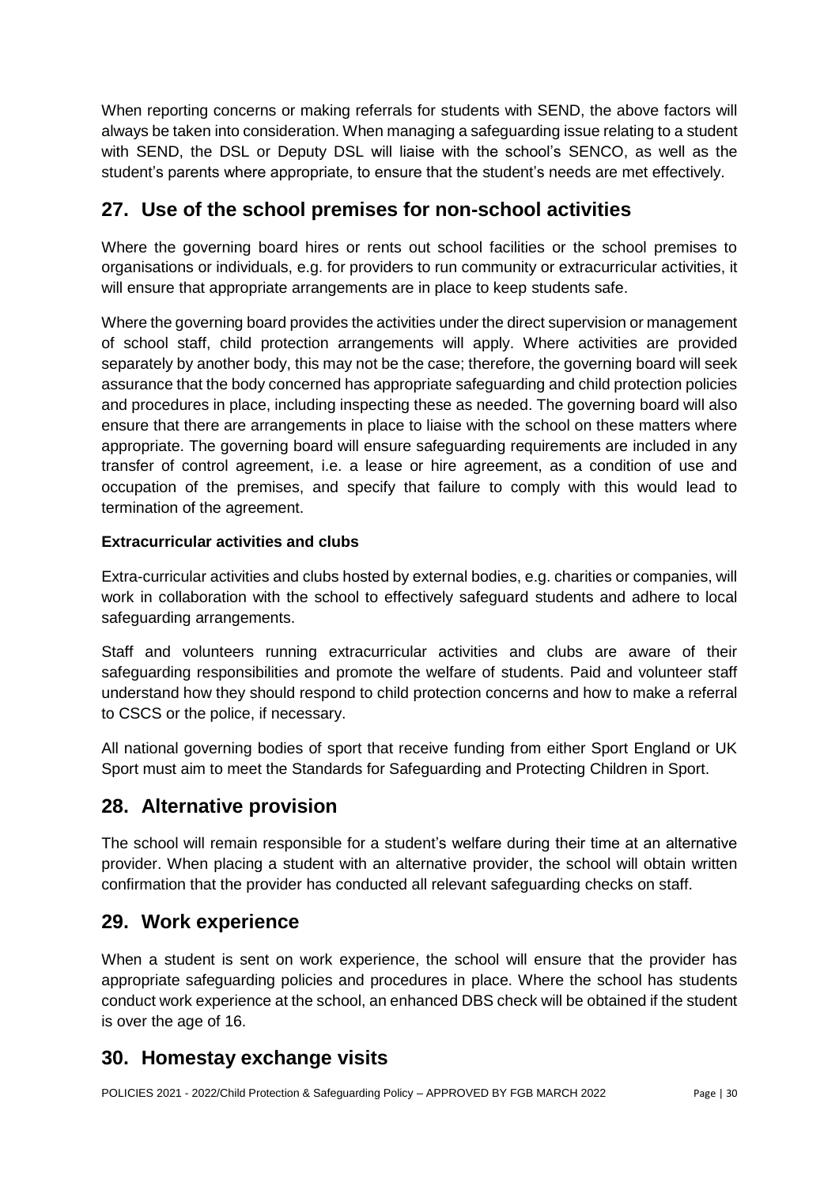When reporting concerns or making referrals for students with SEND, the above factors will always be taken into consideration. When managing a safeguarding issue relating to a student with SEND, the DSL or Deputy DSL will liaise with the school's SENCO, as well as the student's parents where appropriate, to ensure that the student's needs are met effectively.

## 27. Use of the school premises for non-school activities

Where the governing board hires or rents out school facilities or the school premises to organisations or individuals, e.g. for providers to run community or extracurricular activities, it will ensure that appropriate arrangements are in place to keep students safe.

Where the governing board provides the activities under the direct supervision or management of school staff, child protection arrangements will apply. Where activities are provided separately by another body, this may not be the case; therefore, the governing board will seek assurance that the body concerned has appropriate safeguarding and child protection policies and procedures in place, including inspecting these as needed. The governing board will also ensure that there are arrangements in place to liaise with the school on these matters where appropriate. The governing board will ensure safeguarding requirements are included in any transfer of control agreement, i.e. a lease or hire agreement, as a condition of use and occupation of the premises, and specify that failure to comply with this would lead to termination of the agreement.

**Extracurricular activities and clubs**

Extra-curricular activities and clubs hosted by external bodies, e.g. charities or companies, will work in collaboration with the school to effectively safeguard students and adhere to local safeguarding arrangements.

Staff and volunteers running extracurricular activities and clubs are aware of their safeguarding responsibilities and promote the welfare of students. Paid and volunteer staff understand how they should respond to child protection concerns and how to make a referral to CSCS or the police, if necessary.

All national governing bodies of sport that receive funding from either Sport England or UK Sport must aim to meet the Standards for Safeguarding and Protecting Children in Sport.

## 28. Alternative provision

The school will remain responsible for a student's welfare during their time at an alternative provider. When placing a student with an alternative provider, the school will obtain written confirmation that the provider has conducted all relevant safeguarding checks on staff.

## 29. Work experience

When a student is sent on work experience, the school will ensure that the provider has appropriate safeguarding policies and procedures in place. Where the school has students conduct work experience at the school, an enhanced DBS check will be obtained if the student is over the age of 16.

## 30. Homestay exchange visits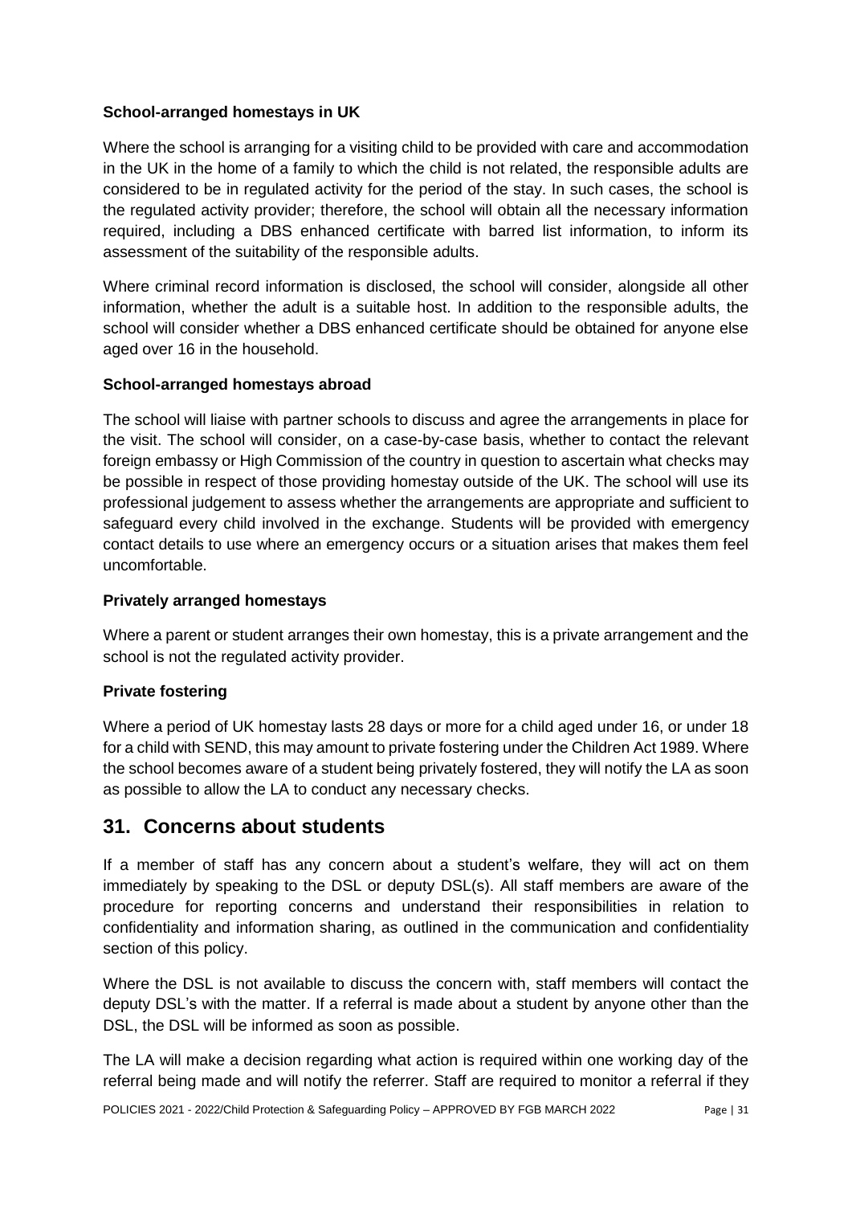### School-arranged homestays in UK

Where the school is arranging for a visiting child to be provided with care and accommodation in the UK in the home of a family to which the child is not related, the responsible adults are considered to be in regulated activity for the period of the stay. In such cases, the school is the regulated activity provider; therefore, the school will obtain all the necessary information required, including a DBS enhanced certificate with barred list information, to inform its assessment of the suitability of the responsible adults.

Where criminal record information is disclosed, the school will consider, alongside all other information, whether the adult is a suitable host. In addition to the responsible adults, the school will consider whether a DBS enhanced certificate should be obtained for anyone else aged over 16 in the household.

### School-arranged homestays abroad

The school will liaise with partner schools to discuss and agree the arrangements in place for the visit. The school will consider, on a case-by-case basis, whether to contact the relevant foreign embassy or High Commission of the country in question to ascertain what checks may be possible in respect of those providing homestay outside of the UK. The school will use its professional judgement to assess whether the arrangements are appropriate and sufficient to safeguard every child involved in the exchange. Students will be provided with emergency contact details to use where an emergency occurs or a situation arises that makes them feel uncomfortable.

### Privately arranged homestays

Where a parent or student arranges their own homestay, this is a private arrangement and the school is not the regulated activity provider.

### Private fostering

Where a period of UK homestay lasts 28 days or more for a child aged under 16, or under 18 for a child with SEND, this may amount to private fostering under the Children Act 1989. Where the school becomes aware of a student being privately fostered, they will notify the LA as soon as possible to allow the LA to conduct any necessary checks.

## 31. Concerns about students

If a member of staff has any concern about a student's welfare, they will act on them immediately by speaking to the DSL or deputy DSL(s). All staff members are aware of the procedure for reporting concerns and understand their responsibilities in relation to confidentiality and information sharing, as outlined in the communication and confidentiality section of this policy.

Where the DSL is not available to discuss the concern with, staff members will contact the deputy DSL's with the matter. If a referral is made about a student by anyone other than the DSL, the DSL will be informed as soon as possible.

The LA will make a decision regarding what action is required within one working day of the referral being made and will notify the referrer. Staff are required to monitor a referral if they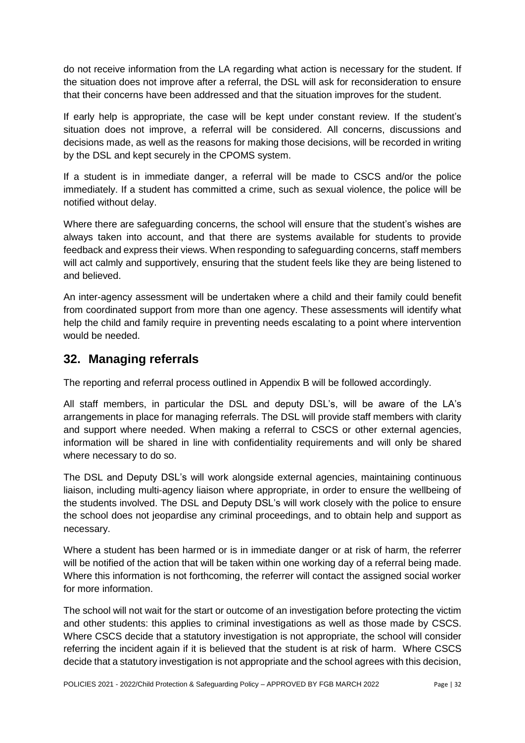do not receive information from the LA regarding what action is necessary for the student. If the situation does not improve after a referral, the DSL will ask for reconsideration to ensure that their concerns have been addressed and that the situation improves for the student.

If early help is appropriate, the case will be kept under constant review. If the student's situation does not improve, a referral will be considered. All concerns, discussions and decisions made, as well as the reasons for making those decisions, will be recorded in writing by the DSL and kept securely in the CPOMS system.

If a student is in immediate danger, a referral will be made to CSCS and/or the police immediately. If a student has committed a crime, such as sexual violence, the police will be notified without delay.

Where there are safeguarding concerns, the school will ensure that the student's wishes are always taken into account, and that there are systems available for students to provide feedback and express their views. When responding to safeguarding concerns, staff members will act calmly and supportively, ensuring that the student feels like they are being listened to and believed.

An inter-agency assessment will be undertaken where a child and their family could benefit from coordinated support from more than one agency. These assessments will identify what help the child and family require in preventing needs escalating to a point where intervention would be needed.

## 32. Managing referrals

The reporting and referral process outlined in Appendix B will be followed accordingly.

All staff members, in particular the DSL and deputy DSL's, will be aware of the LA's arrangements in place for managing referrals. The DSL will provide staff members with clarity and support where needed. When making a referral to CSCS or other external agencies, information will be shared in line with confidentiality requirements and will only be shared where necessary to do so.

The DSL and Deputy DSL's will work alongside external agencies, maintaining continuous liaison, including multi-agency liaison where appropriate, in order to ensure the wellbeing of the students involved. The DSL and Deputy DSL's will work closely with the police to ensure the school does not jeopardise any criminal proceedings, and to obtain help and support as necessary.

Where a student has been harmed or is in immediate danger or at risk of harm, the referrer will be notified of the action that will be taken within one working day of a referral being made. Where this information is not forthcoming, the referrer will contact the assigned social worker for more information.

The school will not wait for the start or outcome of an investigation before protecting the victim and other students: this applies to criminal investigations as well as those made by CSCS. Where CSCS decide that a statutory investigation is not appropriate, the school will consider referring the incident again if it is believed that the student is at risk of harm. Where CSCS decide that a statutory investigation is not appropriate and the school agrees with this decision,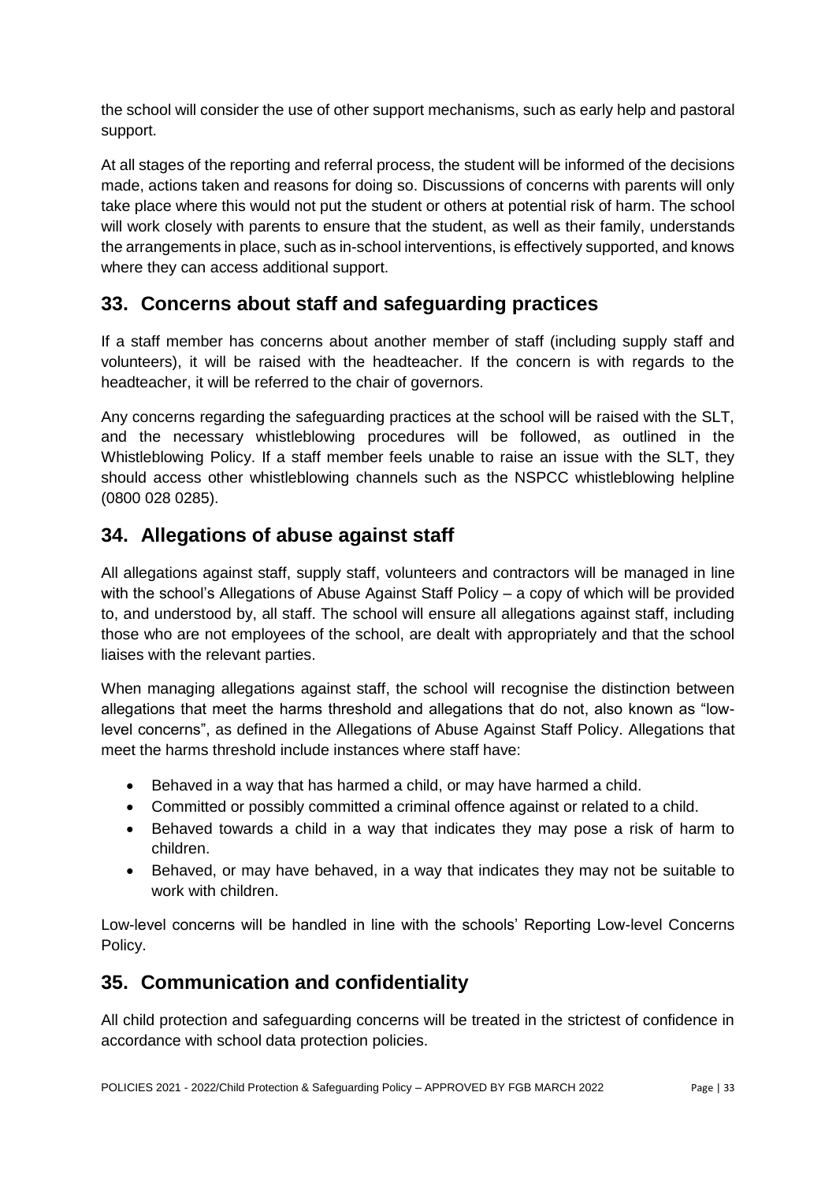the school will consider the use of other support mechanisms, such as early help and pastoral support.

At all stages of the reporting and referral process, the student will be informed of the decisions made, actions taken and reasons for doing so. Discussions of concerns with parents will only take place where this would not put the student or others at potential risk of harm. The school will work closely with parents to ensure that the student, as well as their family, understands the arrangements in place, such as in-school interventions, is effectively supported, and knows where they can access additional support.

## 33. Concerns about staff and safeguarding practices

If a staff member has concerns about another member of staff (including supply staff and volunteers), it will be raised with the headteacher. If the concern is with regards to the headteacher, it will be referred to the chair of governors.

Any concerns regarding the safeguarding practices at the school will be raised with the SLT, and the necessary whistleblowing procedures will be followed, as outlined in the Whistleblowing Policy. If a staff member feels unable to raise an issue with the SLT, they should access other whistleblowing channels such as the NSPCC whistleblowing helpline (0800 028 0285).

## 34. Allegations of abuse against staff

All allegations against staff, supply staff, volunteers and contractors will be managed in line with the school's Allegations of Abuse Against Staff Policy – a copy of which will be provided to, and understood by, all staff. The school will ensure all allegations against staff, including those who are not employees of the school, are dealt with appropriately and that the school liaises with the relevant parties.

When managing allegations against staff, the school will recognise the distinction between allegations that meet the harms threshold and allegations that do not, also known as "low-level concerns", as defined in the Allegations of Abuse Against Staff Policy. Allegations that meet the harms threshold include instances where staff have:

- Behaved in a way that has harmed a child, or may have harmed a child.
- Committed or possibly committed a criminal offence against or related to a child.
- Behaved towards a child in a way that indicates they may pose a risk of harm to children.
- Behaved, or may have behaved, in a way that indicates they may not be suitable to work with children.

Low-level concerns will be handled in line with the schools' Reporting Low-level Concerns Policy.

## 35. Communication and confidentiality

All child protection and safeguarding concerns will be treated in the strictest of confidence in accordance with school data protection policies.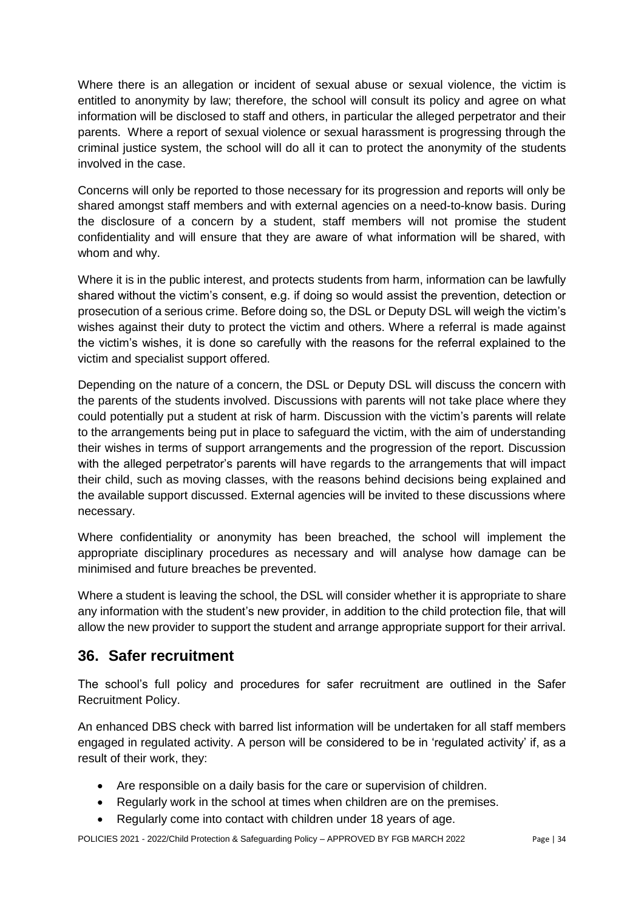Where there is an allegation or incident of sexual abuse or sexual violence, the victim is entitled to anonymity by law; therefore, the school will consult its policy and agree on what information will be disclosed to staff and others, in particular the alleged perpetrator and their parents. Where a report of sexual violence or sexual harassment is progressing through the criminal justice system, the school will do all it can to protect the anonymity of the students involved in the case.

Concerns will only be reported to those necessary for its progression and reports will only be shared amongst staff members and with external agencies on a need-to-know basis. During the disclosure of a concern by a student, staff members will not promise the student confidentiality and will ensure that they are aware of what information will be shared, with whom and why.

Where it is in the public interest, and protects students from harm, information can be lawfully shared without the victim's consent, e.g. if doing so would assist the prevention, detection or prosecution of a serious crime. Before doing so, the DSL or Deputy DSL will weigh the victim's wishes against their duty to protect the victim and others. Where a referral is made against the victim's wishes, it is done so carefully with the reasons for the referral explained to the victim and specialist support offered.

Depending on the nature of a concern, the DSL or Deputy DSL will discuss the concern with the parents of the students involved. Discussions with parents will not take place where they could potentially put a student at risk of harm. Discussion with the victim's parents will relate to the arrangements being put in place to safeguard the victim, with the aim of understanding their wishes in terms of support arrangements and the progression of the report. Discussion with the alleged perpetrator's parents will have regards to the arrangements that will impact their child, such as moving classes, with the reasons behind decisions being explained and the available support discussed. External agencies will be invited to these discussions where necessary.

Where confidentiality or anonymity has been breached, the school will implement the appropriate disciplinary procedures as necessary and will analyse how damage can be minimised and future breaches be prevented.

Where a student is leaving the school, the DSL will consider whether it is appropriate to share any information with the student's new provider, in addition to the child protection file, that will allow the new provider to support the student and arrange appropriate support for their arrival.

## 36. Safer recruitment

The school's full policy and procedures for safer recruitment are outlined in the Safer Recruitment Policy.

An enhanced DBS check with barred list information will be undertaken for all staff members engaged in regulated activity. A person will be considered to be in 'regulated activity' if, as a result of their work, they:

- Are responsible on a daily basis for the care or supervision of children.
- Regularly work in the school at times when children are on the premises.
- Regularly come into contact with children under 18 years of age.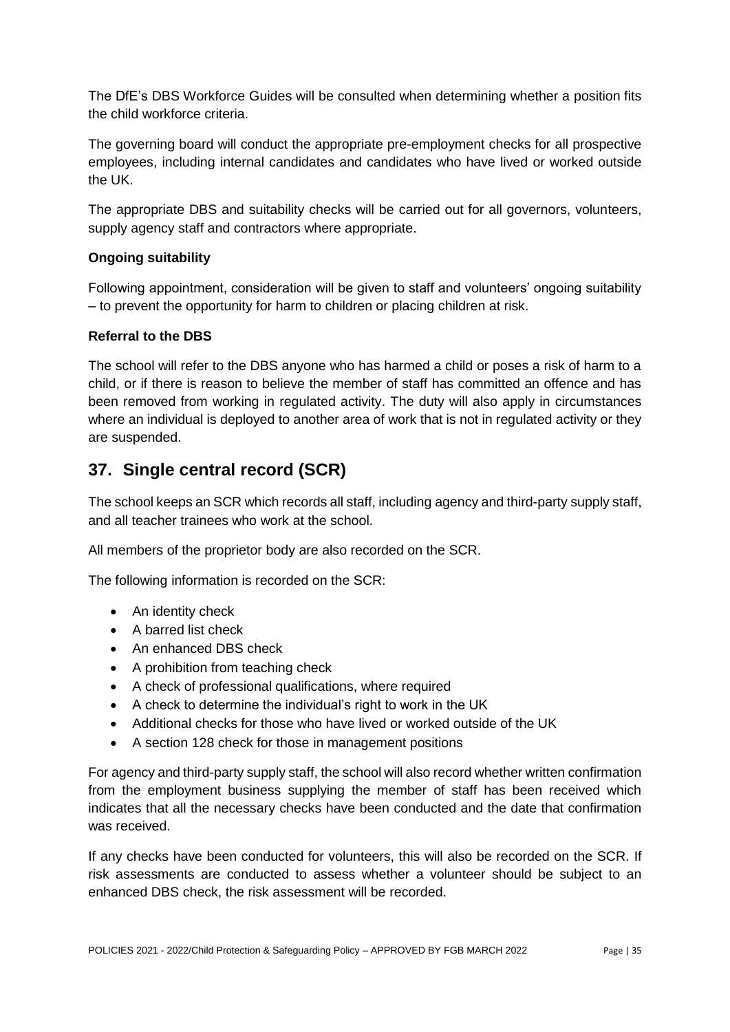The DfE's DBS Workforce Guides will be consulted when determining whether a position fits the child workforce criteria.

The governing board will conduct the appropriate pre-employment checks for all prospective employees, including internal candidates and candidates who have lived or worked outside the UK.

The appropriate DBS and suitability checks will be carried out for all governors, volunteers, supply agency staff and contractors where appropriate.

**Ongoing suitability**

Following appointment, consideration will be given to staff and volunteers' ongoing suitability – to prevent the opportunity for harm to children or placing children at risk.

**Referral to the DBS**

The school will refer to the DBS anyone who has harmed a child or poses a risk of harm to a child, or if there is reason to believe the member of staff has committed an offence and has been removed from working in regulated activity. The duty will also apply in circumstances where an individual is deployed to another area of work that is not in regulated activity or they are suspended.

## 37. Single central record (SCR)

The school keeps an SCR which records all staff, including agency and third-party supply staff, and all teacher trainees who work at the school.

All members of the proprietor body are also recorded on the SCR.

The following information is recorded on the SCR:

- An identity check
- A barred list check
- An enhanced DBS check
- A prohibition from teaching check
- A check of professional qualifications, where required
- A check to determine the individual's right to work in the UK
- Additional checks for those who have lived or worked outside of the UK
- A section 128 check for those in management positions

For agency and third-party supply staff, the school will also record whether written confirmation from the employment business supplying the member of staff has been received which indicates that all the necessary checks have been conducted and the date that confirmation was received.

If any checks have been conducted for volunteers, this will also be recorded on the SCR. If risk assessments are conducted to assess whether a volunteer should be subject to an enhanced DBS check, the risk assessment will be recorded.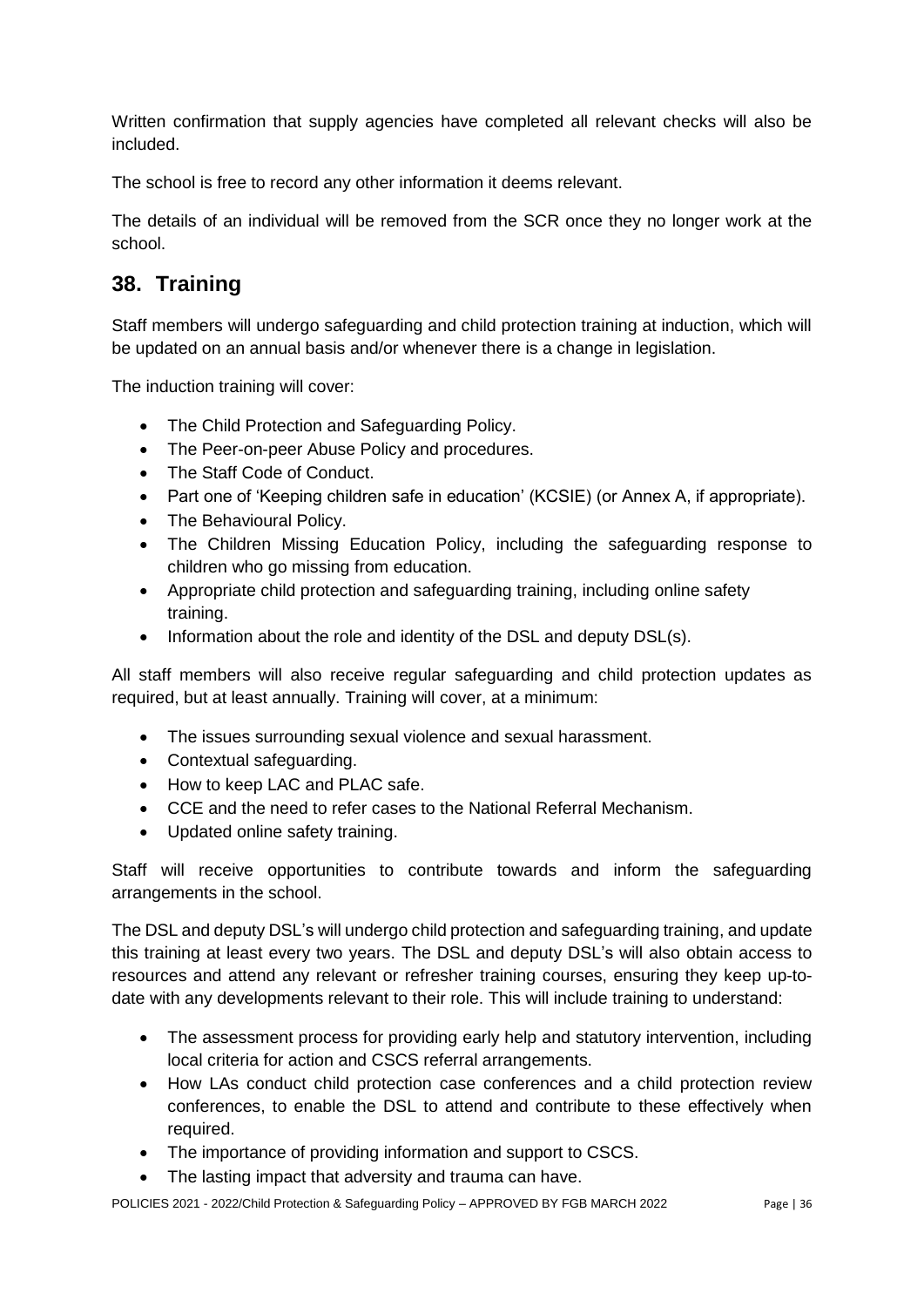Written confirmation that supply agencies have completed all relevant checks will also be included.

The school is free to record any other information it deems relevant.

The details of an individual will be removed from the SCR once they no longer work at the school.

## 38. Training

Staff members will undergo safeguarding and child protection training at induction, which will be updated on an annual basis and/or whenever there is a change in legislation.

The induction training will cover:

- The Child Protection and Safeguarding Policy.
- The Peer-on-peer Abuse Policy and procedures.
- The Staff Code of Conduct.
- Part one of 'Keeping children safe in education' (KCSIE) (or Annex A, if appropriate).
- The Behavioural Policy.
- The Children Missing Education Policy, including the safeguarding response to children who go missing from education.
- Appropriate child protection and safeguarding training, including online safety training.
- Information about the role and identity of the DSL and deputy DSL(s).

All staff members will also receive regular safeguarding and child protection updates as required, but at least annually. Training will cover, at a minimum:

- The issues surrounding sexual violence and sexual harassment.
- Contextual safeguarding.
- How to keep LAC and PLAC safe.
- CCE and the need to refer cases to the National Referral Mechanism.
- Updated online safety training.

Staff will receive opportunities to contribute towards and inform the safeguarding arrangements in the school.

The DSL and deputy DSL's will undergo child protection and safeguarding training, and update this training at least every two years. The DSL and deputy DSL's will also obtain access to resources and attend any relevant or refresher training courses, ensuring they keep up-to-date with any developments relevant to their role. This will include training to understand:

- The assessment process for providing early help and statutory intervention, including local criteria for action and CSCS referral arrangements.
- How LAs conduct child protection case conferences and a child protection review conferences, to enable the DSL to attend and contribute to these effectively when required.
- The importance of providing information and support to CSCS.
- The lasting impact that adversity and trauma can have.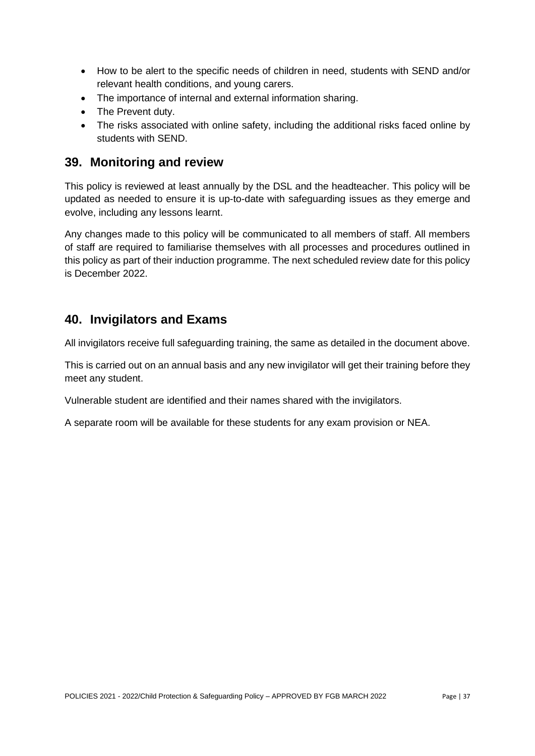- How to be alert to the specific needs of children in need, students with SEND and/or relevant health conditions, and young carers.
- The importance of internal and external information sharing.
- The Prevent duty.
- The risks associated with online safety, including the additional risks faced online by students with SEND.

## 39. Monitoring and review

This policy is reviewed at least annually by the DSL and the headteacher. This policy will be updated as needed to ensure it is up-to-date with safeguarding issues as they emerge and evolve, including any lessons learnt.

Any changes made to this policy will be communicated to all members of staff. All members of staff are required to familiarise themselves with all processes and procedures outlined in this policy as part of their induction programme. The next scheduled review date for this policy is December 2022.

## 40. Invigilators and Exams

All invigilators receive full safeguarding training, the same as detailed in the document above.

This is carried out on an annual basis and any new invigilator will get their training before they meet any student.

Vulnerable student are identified and their names shared with the invigilators.

A separate room will be available for these students for any exam provision or NEA.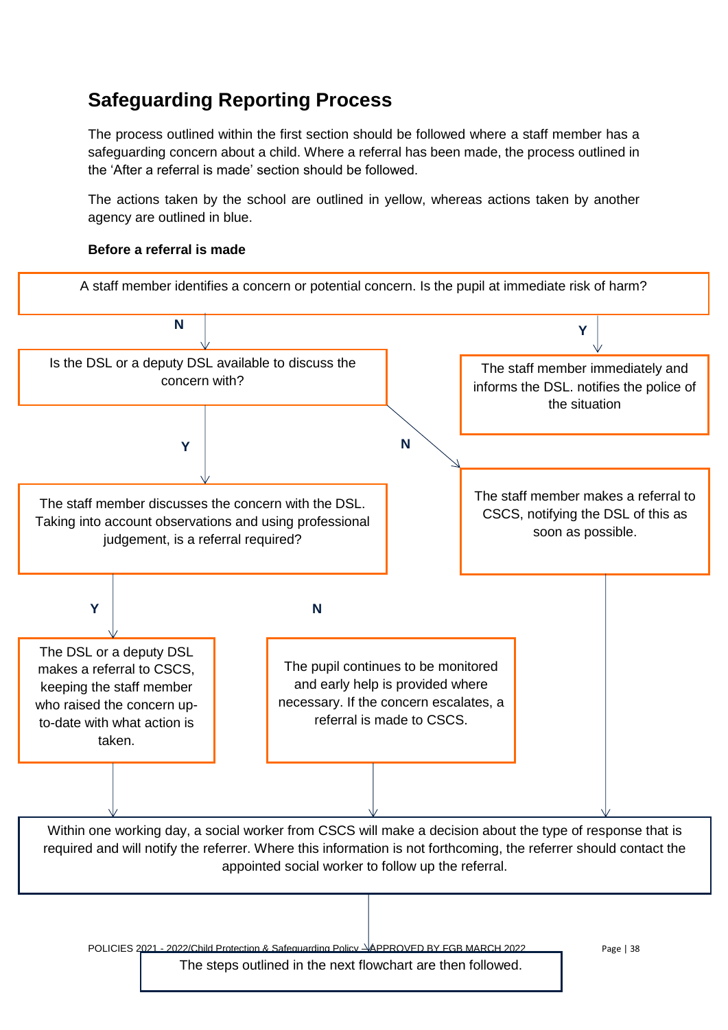## Safeguarding Reporting Process

The process outlined within the first section should be followed where a staff member has a safeguarding concern about a child. Where a referral has been made, the process outlined in the 'After a referral is made' section should be followed.

The actions taken by the school are outlined in yellow, whereas actions taken by another agency are outlined in blue.

**Before a referral is made**

A staff member identifies a concern or potential concern. Is the pupil at immediate risk of harm?

N

Y

Is the DSL or a deputy DSL available to discuss the concern with?

The staff member immediately and informs the DSL. notifies the police of the situation

Y

N

The staff member discusses the concern with the DSL. Taking into account observations and using professional judgement, is a referral required?

The staff member makes a referral to CSCS, notifying the DSL of this as soon as possible.

Y

N

The DSL or a deputy DSL makes a referral to CSCS, keeping the staff member who raised the concern up-to-date with what action is taken.

The pupil continues to be monitored and early help is provided where necessary. If the concern escalates, a referral is made to CSCS.

Within one working day, a social worker from CSCS will make a decision about the type of response that is required and will notify the referrer. Where this information is not forthcoming, the referrer should contact the appointed social worker to follow up the referral.

The steps outlined in the next flowchart are then followed.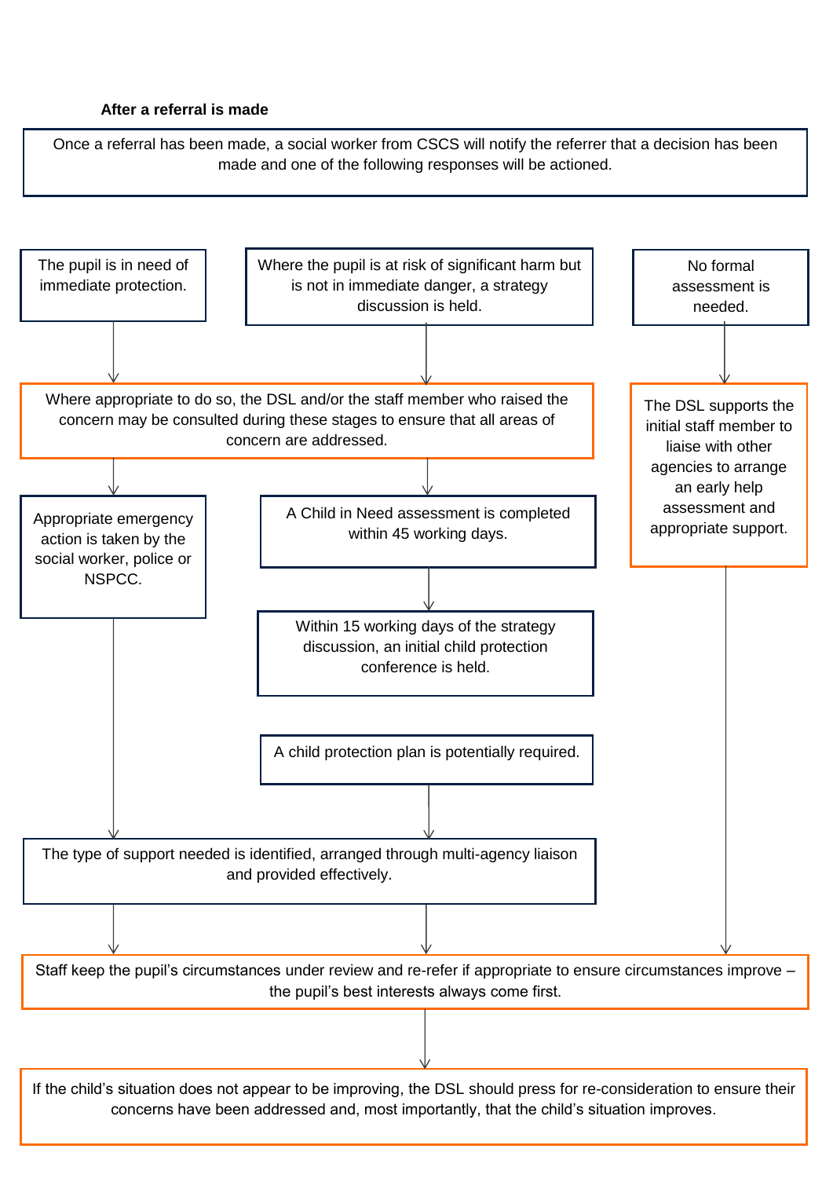**After a referral is made**

Once a referral has been made, a social worker from CSCS will notify the referrer that a decision has been made and one of the following responses will be actioned.

The pupil is in need of immediate protection.

Where the pupil is at risk of significant harm but is not in immediate danger, a strategy discussion is held.

No formal assessment is needed.

Where appropriate to do so, the DSL and/or the staff member who raised the concern may be consulted during these stages to ensure that all areas of concern are addressed.

The DSL supports the initial staff member to liaise with other agencies to arrange an early help assessment and appropriate support.

Appropriate emergency action is taken by the social worker, police or NSPCC.

A Child in Need assessment is completed within 45 working days.

Within 15 working days of the strategy discussion, an initial child protection conference is held.

A child protection plan is potentially required.

The type of support needed is identified, arranged through multi-agency liaison and provided effectively.

Staff keep the pupil's circumstances under review and re-refer if appropriate to ensure circumstances improve – the pupil's best interests always come first.

If the child's situation does not appear to be improving, the DSL should press for re-consideration to ensure their concerns have been addressed and, most importantly, that the child's situation improves.